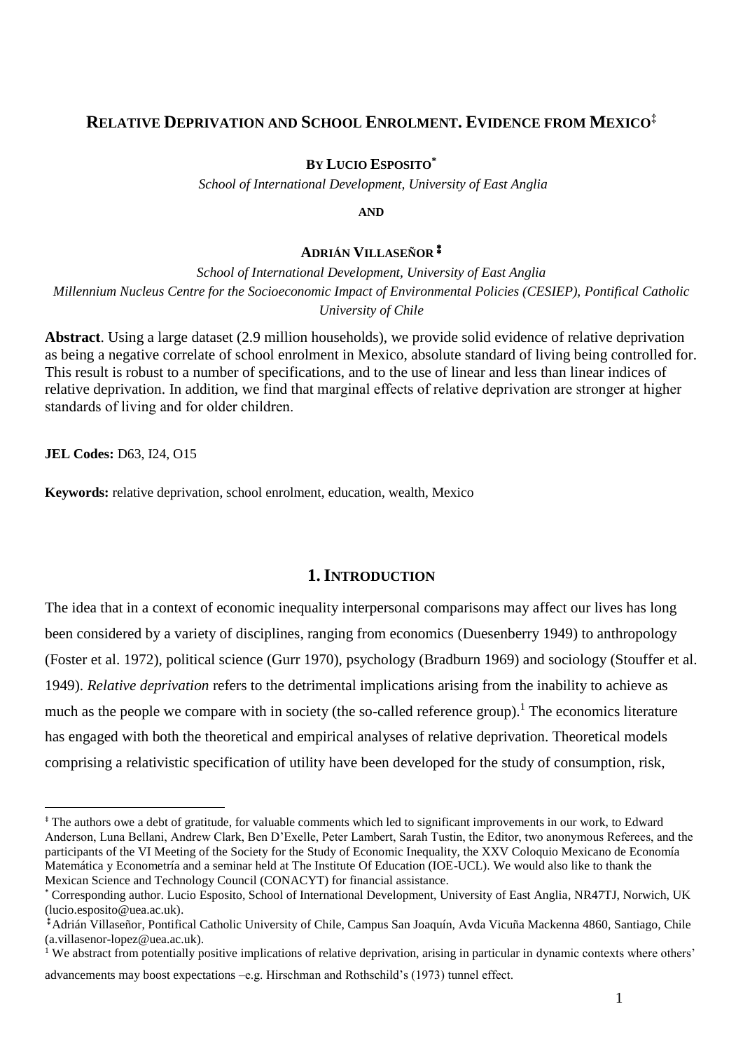# RELATIVE DEPRIVATION AND SCHOOL ENROLMENT. EVIDENCE FROM MEXICO[‡]

**BY LUCIO ESPOSITO[*]**

*School of International Development, University of East Anglia*

**AND**

**ADRIÁN VILLASEÑOR[⁑]**

*School of International Development, University of East Anglia*
*Millennium Nucleus Centre for the Socioeconomic Impact of Environmental Policies (CESIEP), Pontifical Catholic University of Chile*

**Abstract**. Using a large dataset (2.9 million households), we provide solid evidence of relative deprivation as being a negative correlate of school enrolment in Mexico, absolute standard of living being controlled for. This result is robust to a number of specifications, and to the use of linear and less than linear indices of relative deprivation. In addition, we find that marginal effects of relative deprivation are stronger at higher standards of living and for older children.

**JEL Codes:** D63, I24, O15

**Keywords:** relative deprivation, school enrolment, education, wealth, Mexico

## 1. INTRODUCTION

The idea that in a context of economic inequality interpersonal comparisons may affect our lives has long been considered by a variety of disciplines, ranging from economics (Duesenberry 1949) to anthropology (Foster et al. 1972), political science (Gurr 1970), psychology (Bradburn 1969) and sociology (Stouffer et al. 1949). *Relative deprivation* refers to the detrimental implications arising from the inability to achieve as much as the people we compare with in society (the so-called reference group).[1] The economics literature has engaged with both the theoretical and empirical analyses of relative deprivation. Theoretical models comprising a relativistic specification of utility have been developed for the study of consumption, risk,

---

‡ The authors owe a debt of gratitude, for valuable comments which led to significant improvements in our work, to Edward Anderson, Luna Bellani, Andrew Clark, Ben D'Exelle, Peter Lambert, Sarah Tustin, the Editor, two anonymous Referees, and the participants of the VI Meeting of the Society for the Study of Economic Inequality, the XXV Coloquio Mexicano de Economía Matemática y Econometría and a seminar held at The Institute Of Education (IOE-UCL). We would also like to thank the Mexican Science and Technology Council (CONACYT) for financial assistance.

\* Corresponding author. Lucio Esposito, School of International Development, University of East Anglia, NR47TJ, Norwich, UK (lucio.esposito@uea.ac.uk).

⁑ Adrián Villaseñor, Pontifical Catholic University of Chile, Campus San Joaquín, Avda Vicuña Mackenna 4860, Santiago, Chile (a.villasenor-lopez@uea.ac.uk).

1 We abstract from potentially positive implications of relative deprivation, arising in particular in dynamic contexts where others' advancements may boost expectations –e.g. Hirschman and Rothschild's (1973) tunnel effect.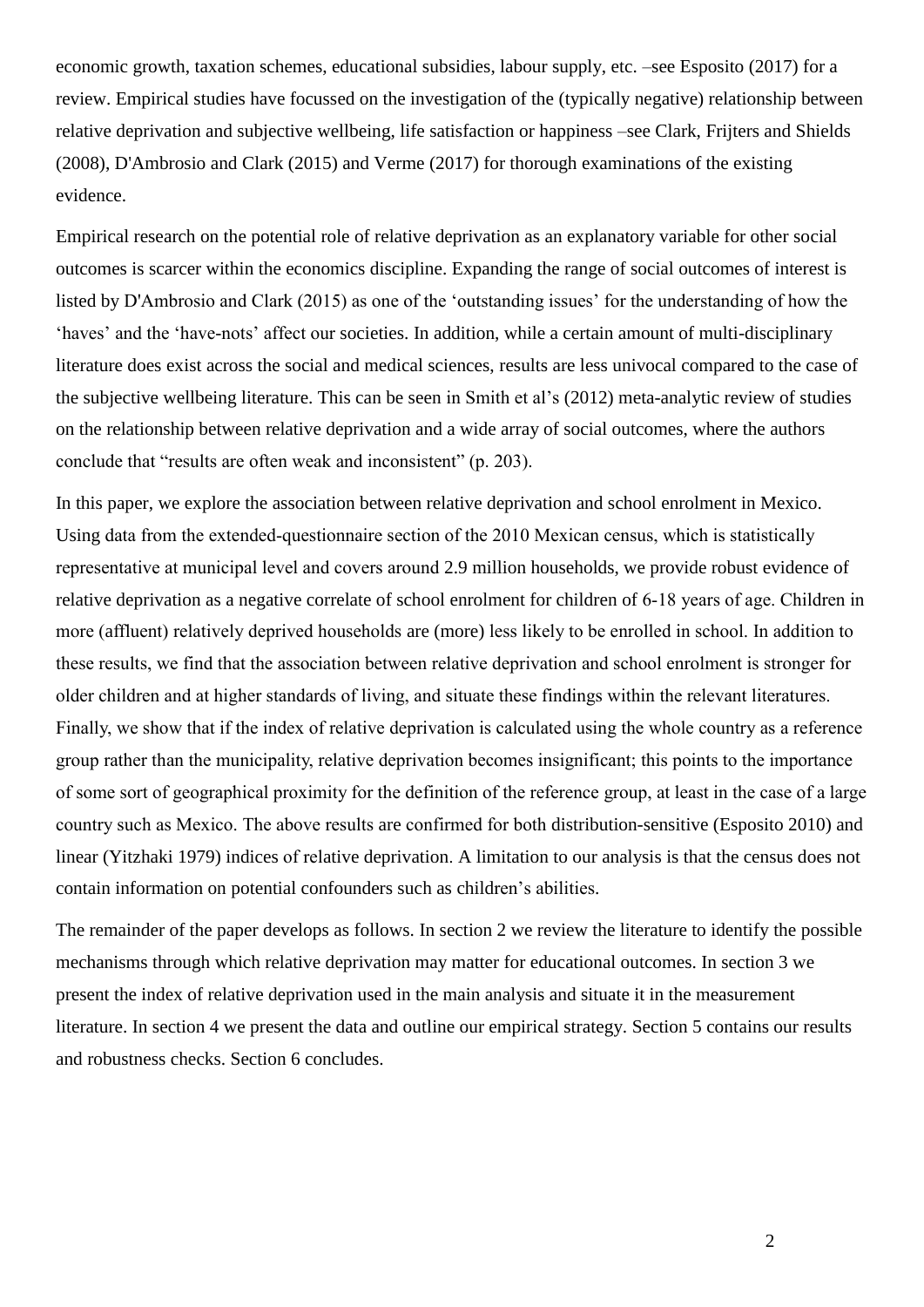economic growth, taxation schemes, educational subsidies, labour supply, etc. –see Esposito (2017) for a review. Empirical studies have focussed on the investigation of the (typically negative) relationship between relative deprivation and subjective wellbeing, life satisfaction or happiness –see Clark, Frijters and Shields (2008), D'Ambrosio and Clark (2015) and Verme (2017) for thorough examinations of the existing evidence.

Empirical research on the potential role of relative deprivation as an explanatory variable for other social outcomes is scarcer within the economics discipline. Expanding the range of social outcomes of interest is listed by D'Ambrosio and Clark (2015) as one of the 'outstanding issues' for the understanding of how the 'haves' and the 'have-nots' affect our societies. In addition, while a certain amount of multi-disciplinary literature does exist across the social and medical sciences, results are less univocal compared to the case of the subjective wellbeing literature. This can be seen in Smith et al's (2012) meta-analytic review of studies on the relationship between relative deprivation and a wide array of social outcomes, where the authors conclude that "results are often weak and inconsistent" (p. 203).

In this paper, we explore the association between relative deprivation and school enrolment in Mexico. Using data from the extended-questionnaire section of the 2010 Mexican census, which is statistically representative at municipal level and covers around 2.9 million households, we provide robust evidence of relative deprivation as a negative correlate of school enrolment for children of 6-18 years of age. Children in more (affluent) relatively deprived households are (more) less likely to be enrolled in school. In addition to these results, we find that the association between relative deprivation and school enrolment is stronger for older children and at higher standards of living, and situate these findings within the relevant literatures. Finally, we show that if the index of relative deprivation is calculated using the whole country as a reference group rather than the municipality, relative deprivation becomes insignificant; this points to the importance of some sort of geographical proximity for the definition of the reference group, at least in the case of a large country such as Mexico. The above results are confirmed for both distribution-sensitive (Esposito 2010) and linear (Yitzhaki 1979) indices of relative deprivation. A limitation to our analysis is that the census does not contain information on potential confounders such as children's abilities.

The remainder of the paper develops as follows. In section 2 we review the literature to identify the possible mechanisms through which relative deprivation may matter for educational outcomes. In section 3 we present the index of relative deprivation used in the main analysis and situate it in the measurement literature. In section 4 we present the data and outline our empirical strategy. Section 5 contains our results and robustness checks. Section 6 concludes.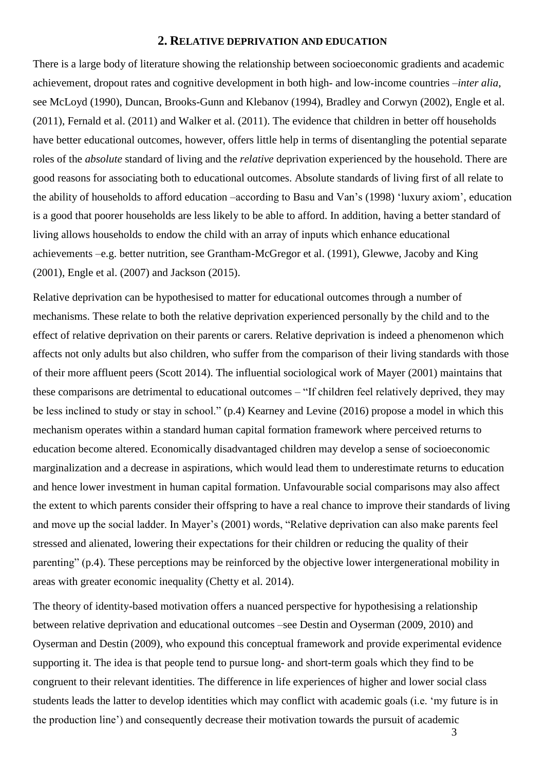## 2. Relative deprivation and education

There is a large body of literature showing the relationship between socioeconomic gradients and academic achievement, dropout rates and cognitive development in both high- and low-income countries –*inter alia*, see McLoyd (1990), Duncan, Brooks-Gunn and Klebanov (1994), Bradley and Corwyn (2002), Engle et al. (2011), Fernald et al. (2011) and Walker et al. (2011). The evidence that children in better off households have better educational outcomes, however, offers little help in terms of disentangling the potential separate roles of the *absolute* standard of living and the *relative* deprivation experienced by the household. There are good reasons for associating both to educational outcomes. Absolute standards of living first of all relate to the ability of households to afford education –according to Basu and Van's (1998) 'luxury axiom', education is a good that poorer households are less likely to be able to afford. In addition, having a better standard of living allows households to endow the child with an array of inputs which enhance educational achievements –e.g. better nutrition, see Grantham-McGregor et al. (1991), Glewwe, Jacoby and King (2001), Engle et al. (2007) and Jackson (2015).

Relative deprivation can be hypothesised to matter for educational outcomes through a number of mechanisms. These relate to both the relative deprivation experienced personally by the child and to the effect of relative deprivation on their parents or carers. Relative deprivation is indeed a phenomenon which affects not only adults but also children, who suffer from the comparison of their living standards with those of their more affluent peers (Scott 2014). The influential sociological work of Mayer (2001) maintains that these comparisons are detrimental to educational outcomes – "If children feel relatively deprived, they may be less inclined to study or stay in school." (p.4) Kearney and Levine (2016) propose a model in which this mechanism operates within a standard human capital formation framework where perceived returns to education become altered. Economically disadvantaged children may develop a sense of socioeconomic marginalization and a decrease in aspirations, which would lead them to underestimate returns to education and hence lower investment in human capital formation. Unfavourable social comparisons may also affect the extent to which parents consider their offspring to have a real chance to improve their standards of living and move up the social ladder. In Mayer's (2001) words, "Relative deprivation can also make parents feel stressed and alienated, lowering their expectations for their children or reducing the quality of their parenting" (p.4). These perceptions may be reinforced by the objective lower intergenerational mobility in areas with greater economic inequality (Chetty et al. 2014).

The theory of identity-based motivation offers a nuanced perspective for hypothesising a relationship between relative deprivation and educational outcomes –see Destin and Oyserman (2009, 2010) and Oyserman and Destin (2009), who expound this conceptual framework and provide experimental evidence supporting it. The idea is that people tend to pursue long- and short-term goals which they find to be congruent to their relevant identities. The difference in life experiences of higher and lower social class students leads the latter to develop identities which may conflict with academic goals (i.e. 'my future is in the production line') and consequently decrease their motivation towards the pursuit of academic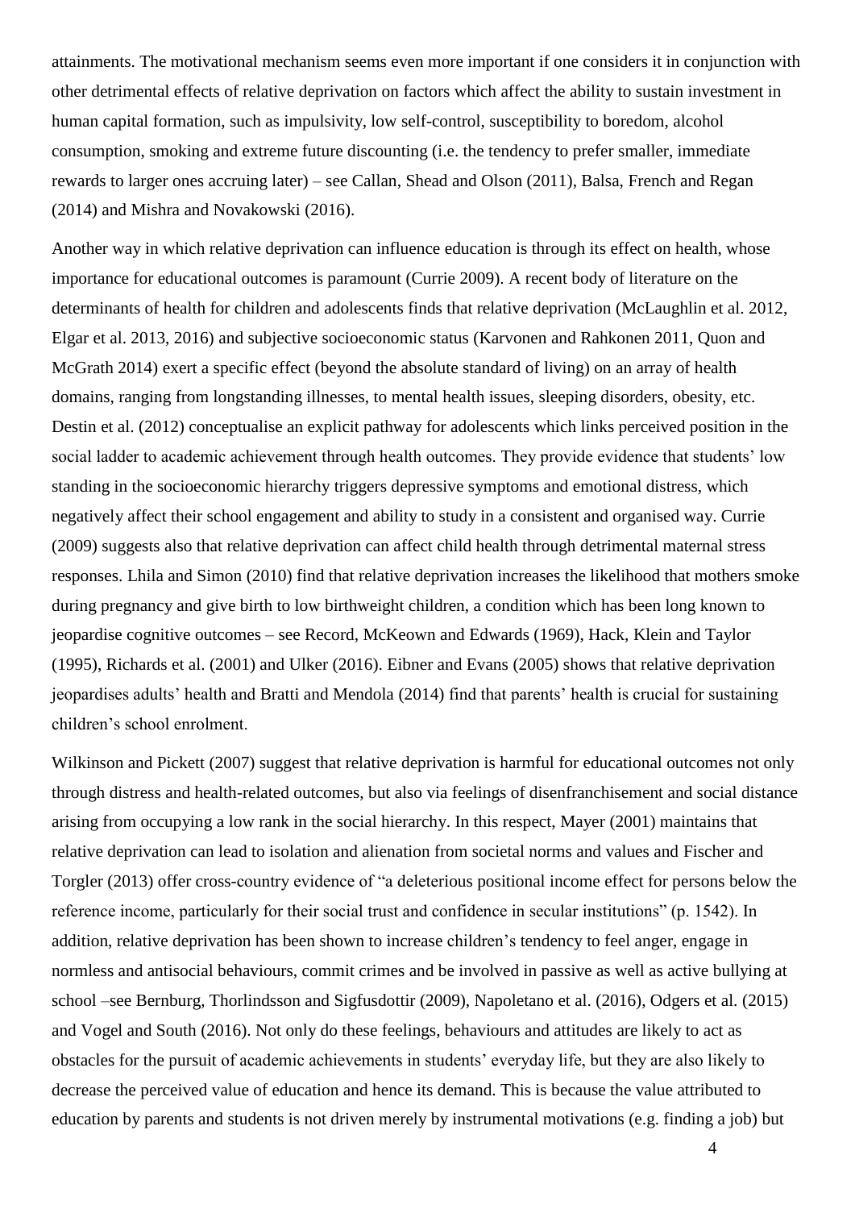attainments. The motivational mechanism seems even more important if one considers it in conjunction with other detrimental effects of relative deprivation on factors which affect the ability to sustain investment in human capital formation, such as impulsivity, low self-control, susceptibility to boredom, alcohol consumption, smoking and extreme future discounting (i.e. the tendency to prefer smaller, immediate rewards to larger ones accruing later) – see Callan, Shead and Olson (2011), Balsa, French and Regan (2014) and Mishra and Novakowski (2016).

Another way in which relative deprivation can influence education is through its effect on health, whose importance for educational outcomes is paramount (Currie 2009). A recent body of literature on the determinants of health for children and adolescents finds that relative deprivation (McLaughlin et al. 2012, Elgar et al. 2013, 2016) and subjective socioeconomic status (Karvonen and Rahkonen 2011, Quon and McGrath 2014) exert a specific effect (beyond the absolute standard of living) on an array of health domains, ranging from longstanding illnesses, to mental health issues, sleeping disorders, obesity, etc. Destin et al. (2012) conceptualise an explicit pathway for adolescents which links perceived position in the social ladder to academic achievement through health outcomes. They provide evidence that students' low standing in the socioeconomic hierarchy triggers depressive symptoms and emotional distress, which negatively affect their school engagement and ability to study in a consistent and organised way. Currie (2009) suggests also that relative deprivation can affect child health through detrimental maternal stress responses. Lhila and Simon (2010) find that relative deprivation increases the likelihood that mothers smoke during pregnancy and give birth to low birthweight children, a condition which has been long known to jeopardise cognitive outcomes – see Record, McKeown and Edwards (1969), Hack, Klein and Taylor (1995), Richards et al. (2001) and Ulker (2016). Eibner and Evans (2005) shows that relative deprivation jeopardises adults' health and Bratti and Mendola (2014) find that parents' health is crucial for sustaining children's school enrolment.

Wilkinson and Pickett (2007) suggest that relative deprivation is harmful for educational outcomes not only through distress and health-related outcomes, but also via feelings of disenfranchisement and social distance arising from occupying a low rank in the social hierarchy. In this respect, Mayer (2001) maintains that relative deprivation can lead to isolation and alienation from societal norms and values and Fischer and Torgler (2013) offer cross-country evidence of "a deleterious positional income effect for persons below the reference income, particularly for their social trust and confidence in secular institutions" (p. 1542). In addition, relative deprivation has been shown to increase children's tendency to feel anger, engage in normless and antisocial behaviours, commit crimes and be involved in passive as well as active bullying at school –see Bernburg, Thorlindsson and Sigfusdottir (2009), Napoletano et al. (2016), Odgers et al. (2015) and Vogel and South (2016). Not only do these feelings, behaviours and attitudes are likely to act as obstacles for the pursuit of academic achievements in students' everyday life, but they are also likely to decrease the perceived value of education and hence its demand. This is because the value attributed to education by parents and students is not driven merely by instrumental motivations (e.g. finding a job) but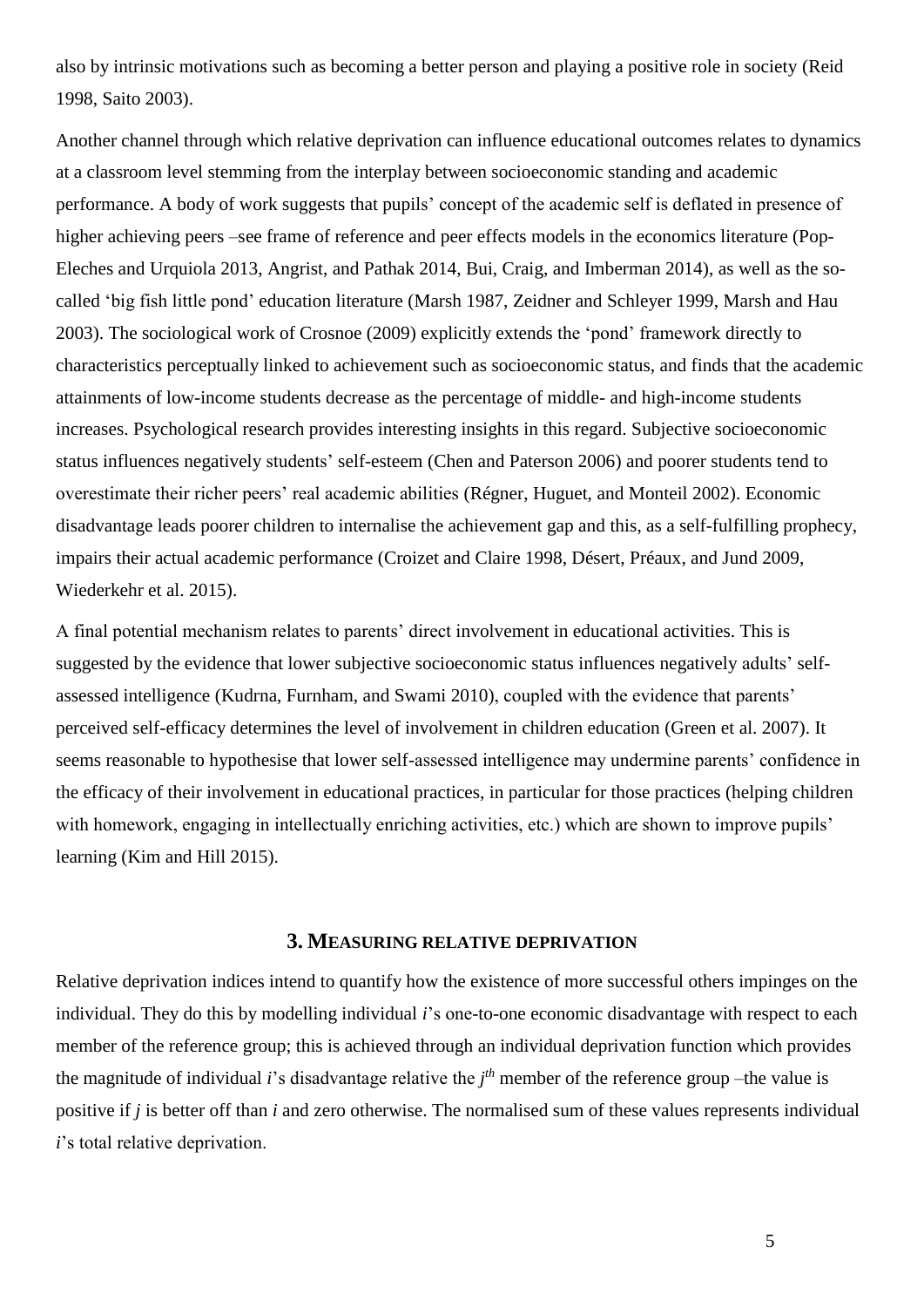also by intrinsic motivations such as becoming a better person and playing a positive role in society (Reid 1998, Saito 2003).

Another channel through which relative deprivation can influence educational outcomes relates to dynamics at a classroom level stemming from the interplay between socioeconomic standing and academic performance. A body of work suggests that pupils' concept of the academic self is deflated in presence of higher achieving peers –see frame of reference and peer effects models in the economics literature (Pop-Eleches and Urquiola 2013, Angrist, and Pathak 2014, Bui, Craig, and Imberman 2014), as well as the so-called 'big fish little pond' education literature (Marsh 1987, Zeidner and Schleyer 1999, Marsh and Hau 2003). The sociological work of Crosnoe (2009) explicitly extends the 'pond' framework directly to characteristics perceptually linked to achievement such as socioeconomic status, and finds that the academic attainments of low-income students decrease as the percentage of middle- and high-income students increases. Psychological research provides interesting insights in this regard. Subjective socioeconomic status influences negatively students' self-esteem (Chen and Paterson 2006) and poorer students tend to overestimate their richer peers' real academic abilities (Régner, Huguet, and Monteil 2002). Economic disadvantage leads poorer children to internalise the achievement gap and this, as a self-fulfilling prophecy, impairs their actual academic performance (Croizet and Claire 1998, Désert, Préaux, and Jund 2009, Wiederkehr et al. 2015).

A final potential mechanism relates to parents' direct involvement in educational activities. This is suggested by the evidence that lower subjective socioeconomic status influences negatively adults' self-assessed intelligence (Kudrna, Furnham, and Swami 2010), coupled with the evidence that parents' perceived self-efficacy determines the level of involvement in children education (Green et al. 2007). It seems reasonable to hypothesise that lower self-assessed intelligence may undermine parents' confidence in the efficacy of their involvement in educational practices, in particular for those practices (helping children with homework, engaging in intellectually enriching activities, etc.) which are shown to improve pupils' learning (Kim and Hill 2015).

## 3. MEASURING RELATIVE DEPRIVATION

Relative deprivation indices intend to quantify how the existence of more successful others impinges on the individual. They do this by modelling individual *i*'s one-to-one economic disadvantage with respect to each member of the reference group; this is achieved through an individual deprivation function which provides the magnitude of individual *i*'s disadvantage relative the $j^{th}$ member of the reference group –the value is positive if *j* is better off than *i* and zero otherwise. The normalised sum of these values represents individual *i*'s total relative deprivation.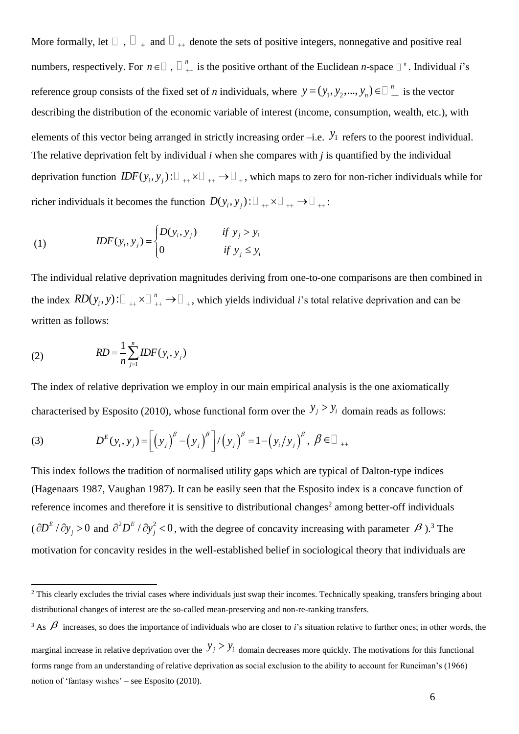More formally, let $\mathbb{N}$, $\mathbb{R}_+$ and $\mathbb{R}_{++}$ denote the sets of positive integers, nonnegative and positive real numbers, respectively. For $n \in \mathbb{N}$, $\mathbb{R}^n_{++}$ is the positive orthant of the Euclidean *n*-space $\mathbb{R}^n$. Individual *i*'s reference group consists of the fixed set of *n* individuals, where $y = (y_1, y_2, ..., y_n) \in \mathbb{R}^n_{++}$ is the vector describing the distribution of the economic variable of interest (income, consumption, wealth, etc.), with elements of this vector being arranged in strictly increasing order –i.e. $y_1$ refers to the poorest individual. The relative deprivation felt by individual *i* when she compares with *j* is quantified by the individual deprivation function $IDF(y_i, y_j): \mathbb{R}_{++} \times \mathbb{R}_{++} \rightarrow \mathbb{R}_+$, which maps to zero for non-richer individuals while for richer individuals it becomes the function $D(y_i, y_j): \mathbb{R}_{++} \times \mathbb{R}_{++} \rightarrow \mathbb{R}_{++}$:

$$(1) \qquad IDF(y_i, y_j) = \begin{cases} D(y_i, y_j) & \text{if } y_j > y_i \\ 0 & \text{if } y_j \leq y_i \end{cases}$$

The individual relative deprivation magnitudes deriving from one-to-one comparisons are then combined in the index $RD(y_i, y): \mathbb{R}_{++} \times \mathbb{R}^n_{++} \rightarrow \mathbb{R}_+$, which yields individual *i*'s total relative deprivation and can be written as follows:

$$(2) \qquad RD = \frac{1}{n} \sum_{j=1}^{n} IDF(y_i, y_j)$$

The index of relative deprivation we employ in our main empirical analysis is the one axiomatically characterised by Esposito (2010), whose functional form over the $y_j > y_i$ domain reads as follows:

$$(3) \qquad D^E(y_i, y_j) = \left[ (y_j)^\beta - (y_j)^\beta \right] / (y_j)^\beta = 1 - (y_i / y_j)^\beta, \; \beta \in \mathbb{R}_{++}$$

This index follows the tradition of normalised utility gaps which are typical of Dalton-type indices (Hagenaars 1987, Vaughan 1987). It can be easily seen that the Esposito index is a concave function of reference incomes and therefore it is sensitive to distributional changes[2] among better-off individuals ($\partial D^E / \partial y_j > 0$ and $\partial^2 D^E / \partial y_j^2 < 0$, with the degree of concavity increasing with parameter $\beta$).[3] The motivation for concavity resides in the well-established belief in sociological theory that individuals are

---

[2] This clearly excludes the trivial cases where individuals just swap their incomes. Technically speaking, transfers bringing about distributional changes of interest are the so-called mean-preserving and non-re-ranking transfers.

[3] As $\beta$ increases, so does the importance of individuals who are closer to *i*'s situation relative to further ones; in other words, the marginal increase in relative deprivation over the $y_j > y_i$ domain decreases more quickly. The motivations for this functional forms range from an understanding of relative deprivation as social exclusion to the ability to account for Runciman's (1966) notion of 'fantasy wishes' – see Esposito (2010).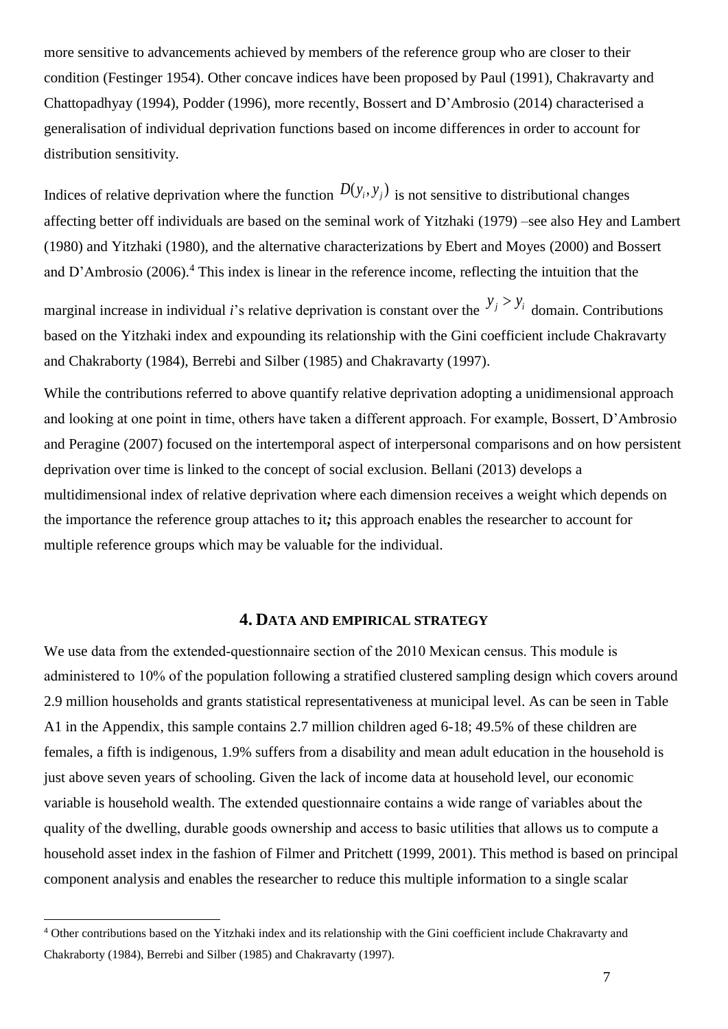more sensitive to advancements achieved by members of the reference group who are closer to their condition (Festinger 1954). Other concave indices have been proposed by Paul (1991), Chakravarty and Chattopadhyay (1994), Podder (1996), more recently, Bossert and D'Ambrosio (2014) characterised a generalisation of individual deprivation functions based on income differences in order to account for distribution sensitivity.

Indices of relative deprivation where the function $D(y_i, y_j)$ is not sensitive to distributional changes affecting better off individuals are based on the seminal work of Yitzhaki (1979) –see also Hey and Lambert (1980) and Yitzhaki (1980), and the alternative characterizations by Ebert and Moyes (2000) and Bossert and D'Ambrosio (2006).[4] This index is linear in the reference income, reflecting the intuition that the marginal increase in individual *i*'s relative deprivation is constant over the $y_j > y_i$ domain. Contributions based on the Yitzhaki index and expounding its relationship with the Gini coefficient include Chakravarty and Chakraborty (1984), Berrebi and Silber (1985) and Chakravarty (1997).

While the contributions referred to above quantify relative deprivation adopting a unidimensional approach and looking at one point in time, others have taken a different approach. For example, Bossert, D'Ambrosio and Peragine (2007) focused on the intertemporal aspect of interpersonal comparisons and on how persistent deprivation over time is linked to the concept of social exclusion. Bellani (2013) develops a multidimensional index of relative deprivation where each dimension receives a weight which depends on the importance the reference group attaches to it***;*** this approach enables the researcher to account for multiple reference groups which may be valuable for the individual.

## 4. DATA AND EMPIRICAL STRATEGY

We use data from the extended-questionnaire section of the 2010 Mexican census. This module is administered to 10% of the population following a stratified clustered sampling design which covers around 2.9 million households and grants statistical representativeness at municipal level. As can be seen in Table A1 in the Appendix, this sample contains 2.7 million children aged 6-18; 49.5% of these children are females, a fifth is indigenous, 1.9% suffers from a disability and mean adult education in the household is just above seven years of schooling. Given the lack of income data at household level, our economic variable is household wealth. The extended questionnaire contains a wide range of variables about the quality of the dwelling, durable goods ownership and access to basic utilities that allows us to compute a household asset index in the fashion of Filmer and Pritchett (1999, 2001). This method is based on principal component analysis and enables the researcher to reduce this multiple information to a single scalar

---

[4] Other contributions based on the Yitzhaki index and its relationship with the Gini coefficient include Chakravarty and Chakraborty (1984), Berrebi and Silber (1985) and Chakravarty (1997).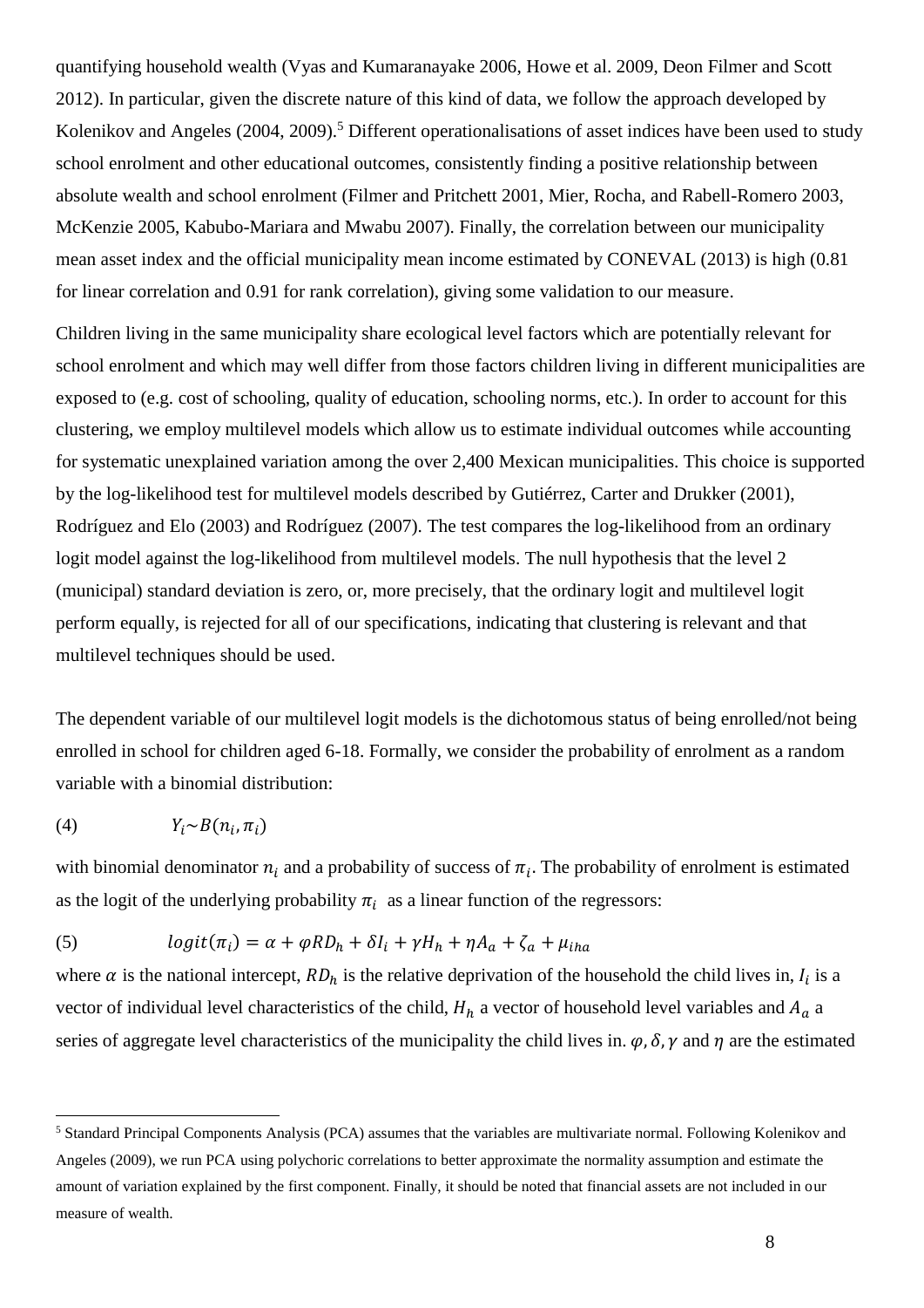quantifying household wealth (Vyas and Kumaranayake 2006, Howe et al. 2009, Deon Filmer and Scott 2012). In particular, given the discrete nature of this kind of data, we follow the approach developed by Kolenikov and Angeles (2004, 2009).[5] Different operationalisations of asset indices have been used to study school enrolment and other educational outcomes, consistently finding a positive relationship between absolute wealth and school enrolment (Filmer and Pritchett 2001, Mier, Rocha, and Rabell-Romero 2003, McKenzie 2005, Kabubo-Mariara and Mwabu 2007). Finally, the correlation between our municipality mean asset index and the official municipality mean income estimated by CONEVAL (2013) is high (0.81 for linear correlation and 0.91 for rank correlation), giving some validation to our measure.

Children living in the same municipality share ecological level factors which are potentially relevant for school enrolment and which may well differ from those factors children living in different municipalities are exposed to (e.g. cost of schooling, quality of education, schooling norms, etc.). In order to account for this clustering, we employ multilevel models which allow us to estimate individual outcomes while accounting for systematic unexplained variation among the over 2,400 Mexican municipalities. This choice is supported by the log-likelihood test for multilevel models described by Gutiérrez, Carter and Drukker (2001), Rodríguez and Elo (2003) and Rodríguez (2007). The test compares the log-likelihood from an ordinary logit model against the log-likelihood from multilevel models. The null hypothesis that the level 2 (municipal) standard deviation is zero, or, more precisely, that the ordinary logit and multilevel logit perform equally, is rejected for all of our specifications, indicating that clustering is relevant and that multilevel techniques should be used.

The dependent variable of our multilevel logit models is the dichotomous status of being enrolled/not being enrolled in school for children aged 6-18. Formally, we consider the probability of enrolment as a random variable with a binomial distribution:

$$(4) \qquad Y_i \sim B(n_i, \pi_i)$$

with binomial denominator $n_i$ and a probability of success of $\pi_i$. The probability of enrolment is estimated as the logit of the underlying probability $\pi_i$ as a linear function of the regressors:

$$(5) \qquad logit(\pi_i) = \alpha + \varphi RD_h + \delta I_i + \gamma H_h + \eta A_a + \zeta_a + \mu_{iha}$$

where $\alpha$ is the national intercept, $RD_h$ is the relative deprivation of the household the child lives in, $I_i$ is a vector of individual level characteristics of the child, $H_h$ a vector of household level variables and $A_a$ a series of aggregate level characteristics of the municipality the child lives in. $\varphi, \delta, \gamma$ and $\eta$ are the estimated

[5] Standard Principal Components Analysis (PCA) assumes that the variables are multivariate normal. Following Kolenikov and Angeles (2009), we run PCA using polychoric correlations to better approximate the normality assumption and estimate the amount of variation explained by the first component. Finally, it should be noted that financial assets are not included in our measure of wealth.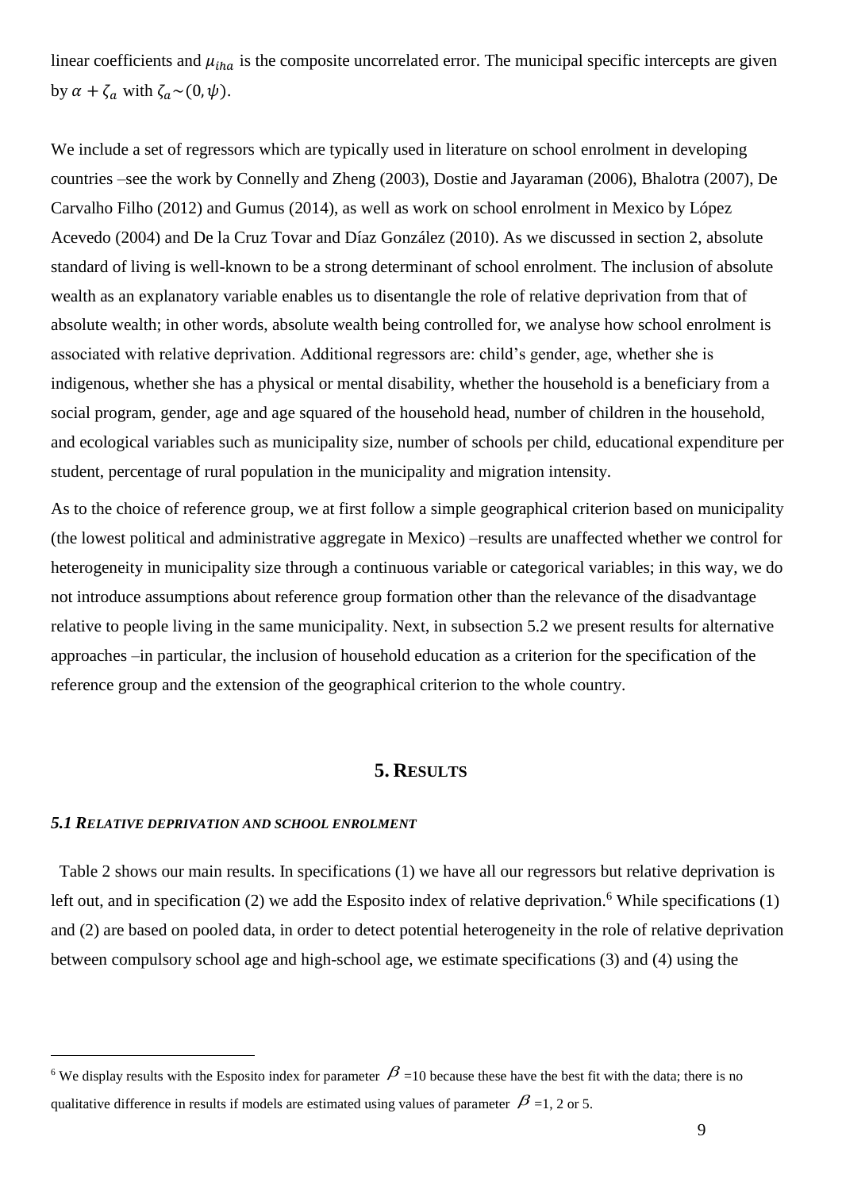linear coefficients and $\mu_{iha}$ is the composite uncorrelated error. The municipal specific intercepts are given by $\alpha + \zeta_a$ with $\zeta_a \sim (0, \psi)$.

We include a set of regressors which are typically used in literature on school enrolment in developing countries –see the work by Connelly and Zheng (2003), Dostie and Jayaraman (2006), Bhalotra (2007), De Carvalho Filho (2012) and Gumus (2014), as well as work on school enrolment in Mexico by López Acevedo (2004) and De la Cruz Tovar and Díaz González (2010). As we discussed in section 2, absolute standard of living is well-known to be a strong determinant of school enrolment. The inclusion of absolute wealth as an explanatory variable enables us to disentangle the role of relative deprivation from that of absolute wealth; in other words, absolute wealth being controlled for, we analyse how school enrolment is associated with relative deprivation. Additional regressors are: child's gender, age, whether she is indigenous, whether she has a physical or mental disability, whether the household is a beneficiary from a social program, gender, age and age squared of the household head, number of children in the household, and ecological variables such as municipality size, number of schools per child, educational expenditure per student, percentage of rural population in the municipality and migration intensity.

As to the choice of reference group, we at first follow a simple geographical criterion based on municipality (the lowest political and administrative aggregate in Mexico) –results are unaffected whether we control for heterogeneity in municipality size through a continuous variable or categorical variables; in this way, we do not introduce assumptions about reference group formation other than the relevance of the disadvantage relative to people living in the same municipality. Next, in subsection 5.2 we present results for alternative approaches –in particular, the inclusion of household education as a criterion for the specification of the reference group and the extension of the geographical criterion to the whole country.

## 5. RESULTS

### *5.1 RELATIVE DEPRIVATION AND SCHOOL ENROLMENT*

Table 2 shows our main results. In specifications (1) we have all our regressors but relative deprivation is left out, and in specification (2) we add the Esposito index of relative deprivation.[6] While specifications (1) and (2) are based on pooled data, in order to detect potential heterogeneity in the role of relative deprivation between compulsory school age and high-school age, we estimate specifications (3) and (4) using the

[6] We display results with the Esposito index for parameter $\beta$ =10 because these have the best fit with the data; there is no qualitative difference in results if models are estimated using values of parameter $\beta$ =1, 2 or 5.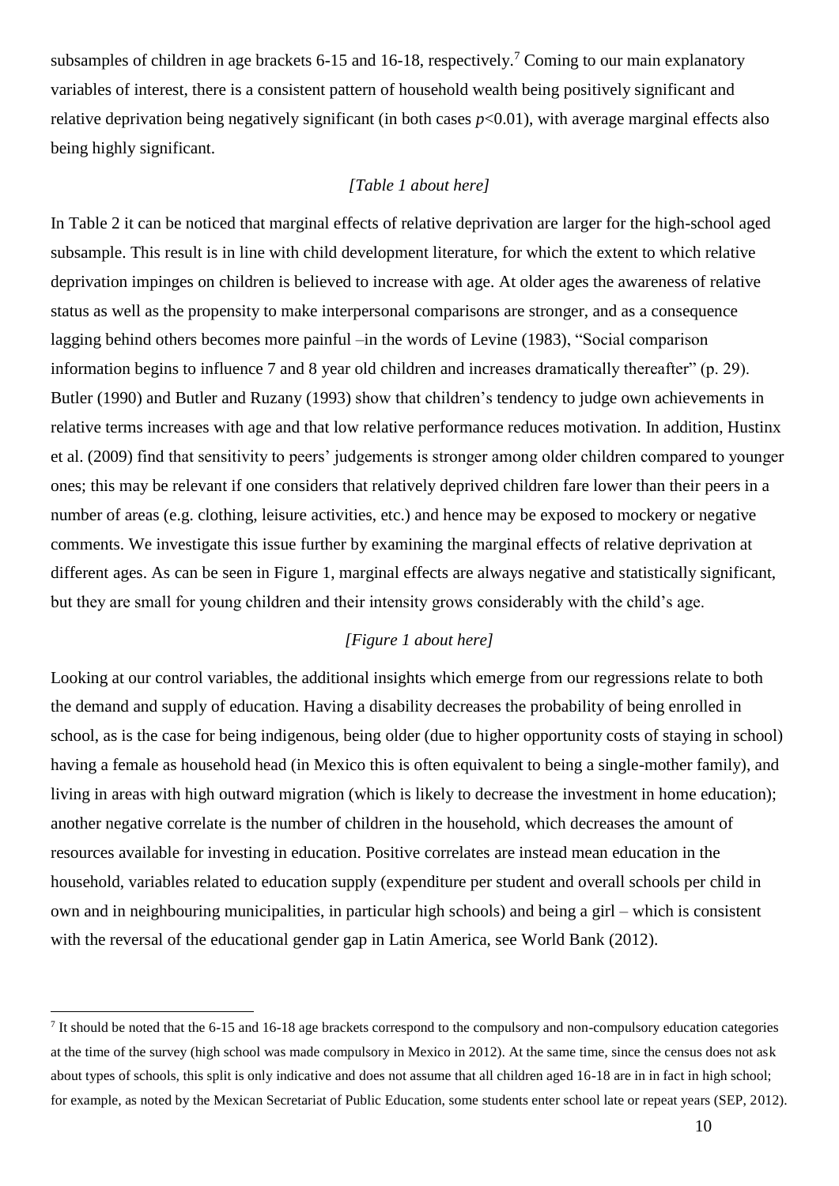subsamples of children in age brackets 6-15 and 16-18, respectively.[7] Coming to our main explanatory variables of interest, there is a consistent pattern of household wealth being positively significant and relative deprivation being negatively significant (in both cases $p<0.01$), with average marginal effects also being highly significant.

*[Table 1 about here]*

In Table 2 it can be noticed that marginal effects of relative deprivation are larger for the high-school aged subsample. This result is in line with child development literature, for which the extent to which relative deprivation impinges on children is believed to increase with age. At older ages the awareness of relative status as well as the propensity to make interpersonal comparisons are stronger, and as a consequence lagging behind others becomes more painful –in the words of Levine (1983), "Social comparison information begins to influence 7 and 8 year old children and increases dramatically thereafter" (p. 29). Butler (1990) and Butler and Ruzany (1993) show that children's tendency to judge own achievements in relative terms increases with age and that low relative performance reduces motivation. In addition, Hustinx et al. (2009) find that sensitivity to peers' judgements is stronger among older children compared to younger ones; this may be relevant if one considers that relatively deprived children fare lower than their peers in a number of areas (e.g. clothing, leisure activities, etc.) and hence may be exposed to mockery or negative comments. We investigate this issue further by examining the marginal effects of relative deprivation at different ages. As can be seen in Figure 1, marginal effects are always negative and statistically significant, but they are small for young children and their intensity grows considerably with the child's age.

*[Figure 1 about here]*

Looking at our control variables, the additional insights which emerge from our regressions relate to both the demand and supply of education. Having a disability decreases the probability of being enrolled in school, as is the case for being indigenous, being older (due to higher opportunity costs of staying in school) having a female as household head (in Mexico this is often equivalent to being a single-mother family), and living in areas with high outward migration (which is likely to decrease the investment in home education); another negative correlate is the number of children in the household, which decreases the amount of resources available for investing in education. Positive correlates are instead mean education in the household, variables related to education supply (expenditure per student and overall schools per child in own and in neighbouring municipalities, in particular high schools) and being a girl – which is consistent with the reversal of the educational gender gap in Latin America, see World Bank (2012).

[7] It should be noted that the 6-15 and 16-18 age brackets correspond to the compulsory and non-compulsory education categories at the time of the survey (high school was made compulsory in Mexico in 2012). At the same time, since the census does not ask about types of schools, this split is only indicative and does not assume that all children aged 16-18 are in in fact in high school; for example, as noted by the Mexican Secretariat of Public Education, some students enter school late or repeat years (SEP, 2012).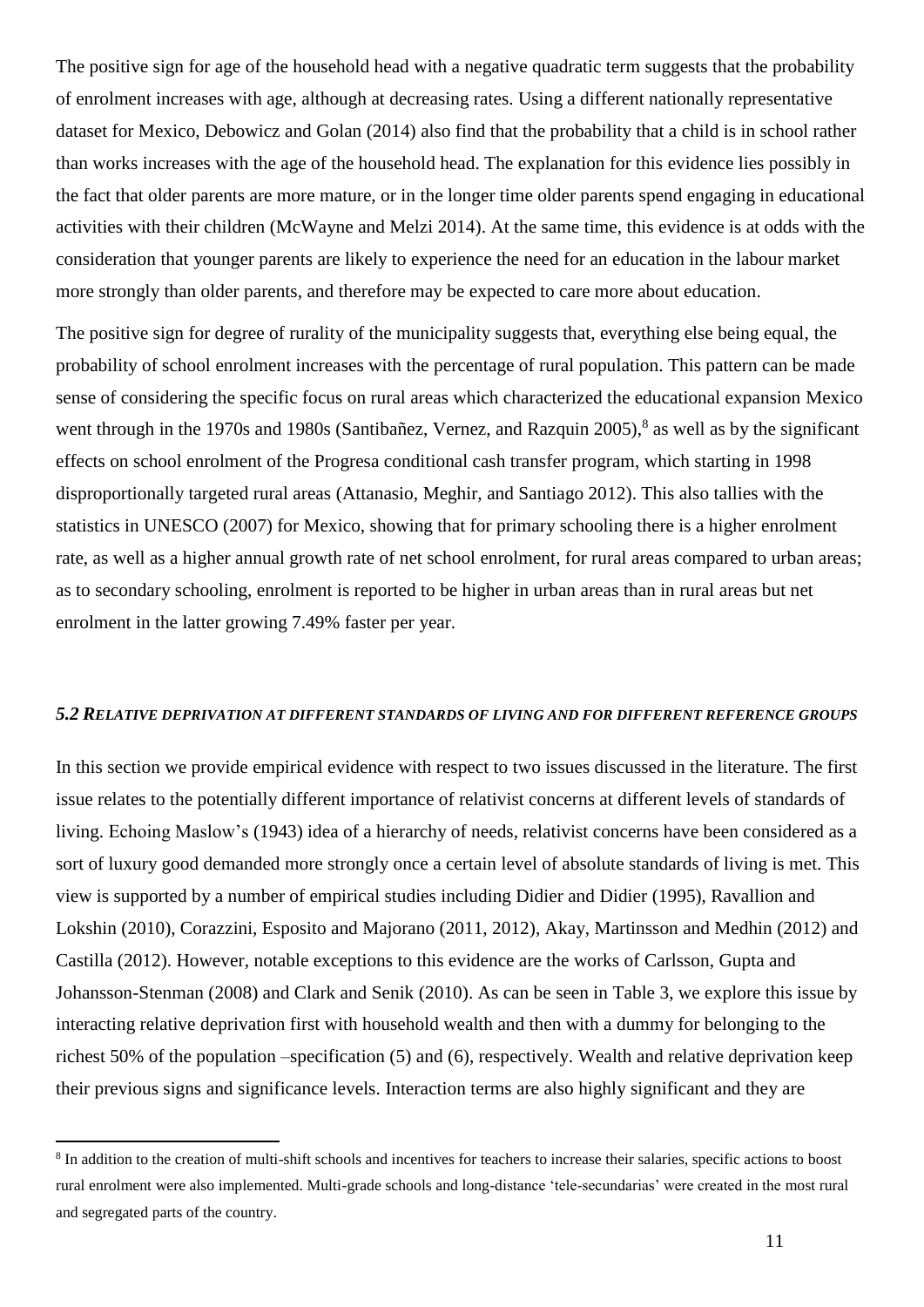The positive sign for age of the household head with a negative quadratic term suggests that the probability of enrolment increases with age, although at decreasing rates. Using a different nationally representative dataset for Mexico, Debowicz and Golan (2014) also find that the probability that a child is in school rather than works increases with the age of the household head. The explanation for this evidence lies possibly in the fact that older parents are more mature, or in the longer time older parents spend engaging in educational activities with their children (McWayne and Melzi 2014). At the same time, this evidence is at odds with the consideration that younger parents are likely to experience the need for an education in the labour market more strongly than older parents, and therefore may be expected to care more about education.

The positive sign for degree of rurality of the municipality suggests that, everything else being equal, the probability of school enrolment increases with the percentage of rural population. This pattern can be made sense of considering the specific focus on rural areas which characterized the educational expansion Mexico went through in the 1970s and 1980s (Santibañez, Vernez, and Razquin 2005),[8] as well as by the significant effects on school enrolment of the Progresa conditional cash transfer program, which starting in 1998 disproportionally targeted rural areas (Attanasio, Meghir, and Santiago 2012). This also tallies with the statistics in UNESCO (2007) for Mexico, showing that for primary schooling there is a higher enrolment rate, as well as a higher annual growth rate of net school enrolment, for rural areas compared to urban areas; as to secondary schooling, enrolment is reported to be higher in urban areas than in rural areas but net enrolment in the latter growing 7.49% faster per year.

### *5.2 Relative deprivation at different standards of living and for different reference groups*

In this section we provide empirical evidence with respect to two issues discussed in the literature. The first issue relates to the potentially different importance of relativist concerns at different levels of standards of living. Echoing Maslow's (1943) idea of a hierarchy of needs, relativist concerns have been considered as a sort of luxury good demanded more strongly once a certain level of absolute standards of living is met. This view is supported by a number of empirical studies including Didier and Didier (1995), Ravallion and Lokshin (2010), Corazzini, Esposito and Majorano (2011, 2012), Akay, Martinsson and Medhin (2012) and Castilla (2012). However, notable exceptions to this evidence are the works of Carlsson, Gupta and Johansson-Stenman (2008) and Clark and Senik (2010). As can be seen in Table 3, we explore this issue by interacting relative deprivation first with household wealth and then with a dummy for belonging to the richest 50% of the population –specification (5) and (6), respectively. Wealth and relative deprivation keep their previous signs and significance levels. Interaction terms are also highly significant and they are

[8] In addition to the creation of multi-shift schools and incentives for teachers to increase their salaries, specific actions to boost rural enrolment were also implemented. Multi-grade schools and long-distance 'tele-secundarias' were created in the most rural and segregated parts of the country.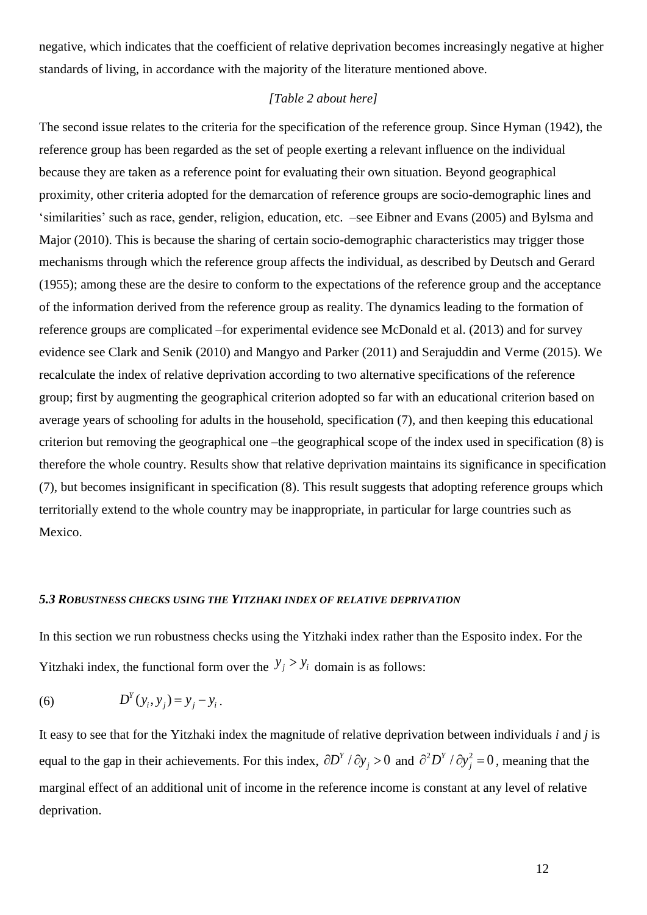negative, which indicates that the coefficient of relative deprivation becomes increasingly negative at higher standards of living, in accordance with the majority of the literature mentioned above.

*[Table 2 about here]*

The second issue relates to the criteria for the specification of the reference group. Since Hyman (1942), the reference group has been regarded as the set of people exerting a relevant influence on the individual because they are taken as a reference point for evaluating their own situation. Beyond geographical proximity, other criteria adopted for the demarcation of reference groups are socio-demographic lines and 'similarities' such as race, gender, religion, education, etc. –see Eibner and Evans (2005) and Bylsma and Major (2010). This is because the sharing of certain socio-demographic characteristics may trigger those mechanisms through which the reference group affects the individual, as described by Deutsch and Gerard (1955); among these are the desire to conform to the expectations of the reference group and the acceptance of the information derived from the reference group as reality. The dynamics leading to the formation of reference groups are complicated –for experimental evidence see McDonald et al. (2013) and for survey evidence see Clark and Senik (2010) and Mangyo and Parker (2011) and Serajuddin and Verme (2015). We recalculate the index of relative deprivation according to two alternative specifications of the reference group; first by augmenting the geographical criterion adopted so far with an educational criterion based on average years of schooling for adults in the household, specification (7), and then keeping this educational criterion but removing the geographical one –the geographical scope of the index used in specification (8) is therefore the whole country. Results show that relative deprivation maintains its significance in specification (7), but becomes insignificant in specification (8). This result suggests that adopting reference groups which territorially extend to the whole country may be inappropriate, in particular for large countries such as Mexico.

### *5.3 Robustness checks using the Yitzhaki index of relative deprivation*

In this section we run robustness checks using the Yitzhaki index rather than the Esposito index. For the Yitzhaki index, the functional form over the $y_j > y_i$ domain is as follows:

$$D^Y(y_i, y_j) = y_j - y_i . \tag{6}$$

It easy to see that for the Yitzhaki index the magnitude of relative deprivation between individuals *i* and *j* is equal to the gap in their achievements. For this index, $\partial D^Y / \partial y_j > 0$ and $\partial^2 D^Y / \partial y_j^2 = 0$, meaning that the marginal effect of an additional unit of income in the reference income is constant at any level of relative deprivation.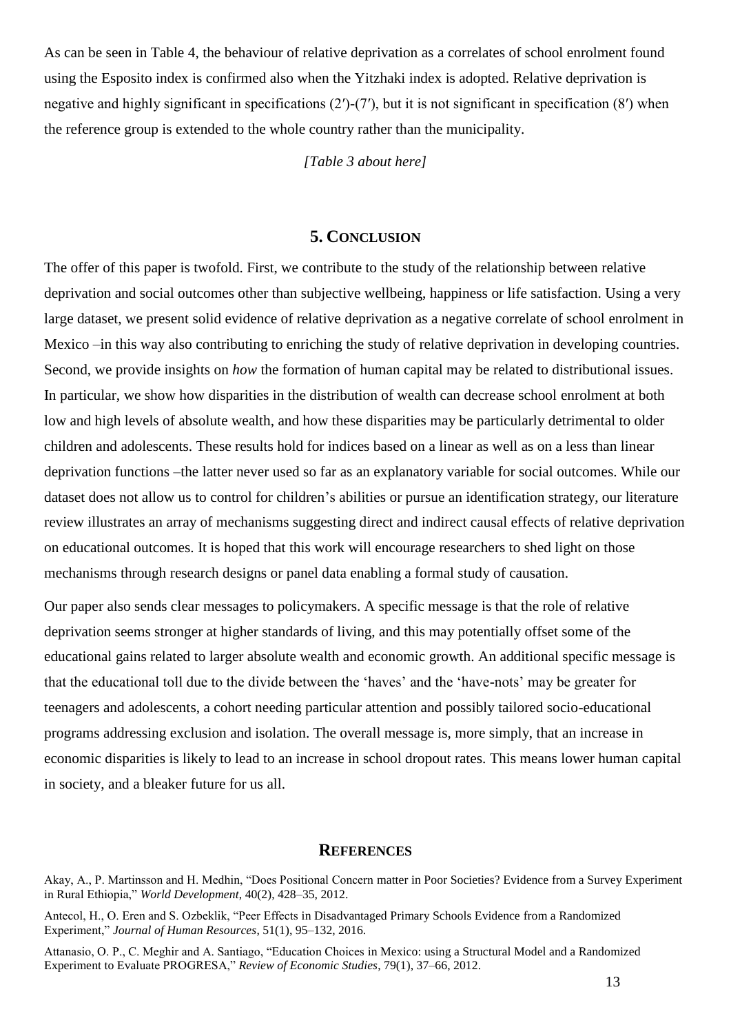As can be seen in Table 4, the behaviour of relative deprivation as a correlates of school enrolment found using the Esposito index is confirmed also when the Yitzhaki index is adopted. Relative deprivation is negative and highly significant in specifications (2′)-(7′), but it is not significant in specification (8′) when the reference group is extended to the whole country rather than the municipality.

*[Table 3 about here]*

## 5. CONCLUSION

The offer of this paper is twofold. First, we contribute to the study of the relationship between relative deprivation and social outcomes other than subjective wellbeing, happiness or life satisfaction. Using a very large dataset, we present solid evidence of relative deprivation as a negative correlate of school enrolment in Mexico –in this way also contributing to enriching the study of relative deprivation in developing countries. Second, we provide insights on *how* the formation of human capital may be related to distributional issues. In particular, we show how disparities in the distribution of wealth can decrease school enrolment at both low and high levels of absolute wealth, and how these disparities may be particularly detrimental to older children and adolescents. These results hold for indices based on a linear as well as on a less than linear deprivation functions –the latter never used so far as an explanatory variable for social outcomes. While our dataset does not allow us to control for children's abilities or pursue an identification strategy, our literature review illustrates an array of mechanisms suggesting direct and indirect causal effects of relative deprivation on educational outcomes. It is hoped that this work will encourage researchers to shed light on those mechanisms through research designs or panel data enabling a formal study of causation.

Our paper also sends clear messages to policymakers. A specific message is that the role of relative deprivation seems stronger at higher standards of living, and this may potentially offset some of the educational gains related to larger absolute wealth and economic growth. An additional specific message is that the educational toll due to the divide between the 'haves' and the 'have-nots' may be greater for teenagers and adolescents, a cohort needing particular attention and possibly tailored socio-educational programs addressing exclusion and isolation. The overall message is, more simply, that an increase in economic disparities is likely to lead to an increase in school dropout rates. This means lower human capital in society, and a bleaker future for us all.

## REFERENCES

Akay, A., P. Martinsson and H. Medhin, "Does Positional Concern matter in Poor Societies? Evidence from a Survey Experiment in Rural Ethiopia," *World Development*, 40(2), 428–35, 2012.

Antecol, H., O. Eren and S. Ozbeklik, "Peer Effects in Disadvantaged Primary Schools Evidence from a Randomized Experiment," *Journal of Human Resources*, 51(1), 95–132, 2016.

Attanasio, O. P., C. Meghir and A. Santiago, "Education Choices in Mexico: using a Structural Model and a Randomized Experiment to Evaluate PROGRESA," *Review of Economic Studies*, 79(1), 37–66, 2012.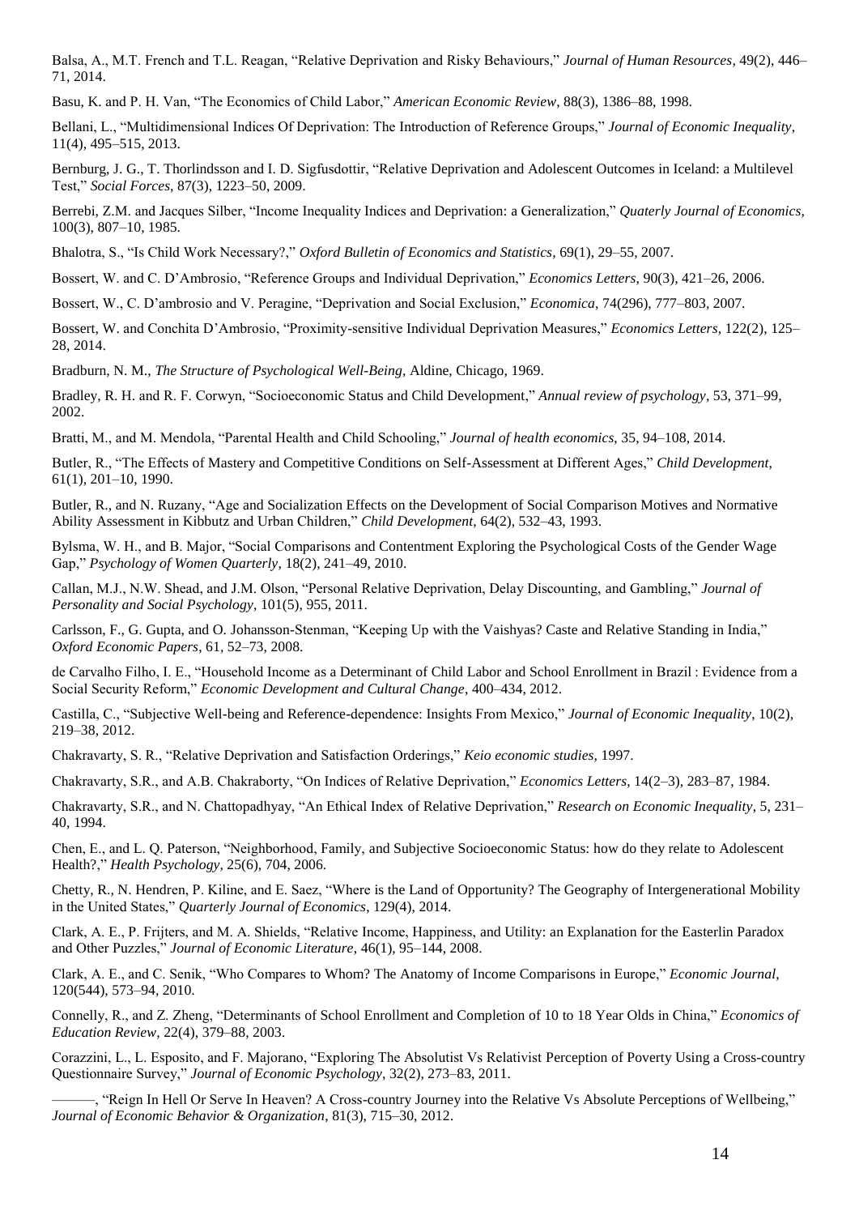Balsa, A., M.T. French and T.L. Reagan, "Relative Deprivation and Risky Behaviours," *Journal of Human Resources*, 49(2), 446–71, 2014.

Basu, K. and P. H. Van, "The Economics of Child Labor," *American Economic Review*, 88(3), 1386–88, 1998.

Bellani, L., "Multidimensional Indices Of Deprivation: The Introduction of Reference Groups," *Journal of Economic Inequality*, 11(4), 495–515, 2013.

Bernburg, J. G., T. Thorlindsson and I. D. Sigfusdottir, "Relative Deprivation and Adolescent Outcomes in Iceland: a Multilevel Test," *Social Forces*, 87(3), 1223–50, 2009.

Berrebi, Z.M. and Jacques Silber, "Income Inequality Indices and Deprivation: a Generalization," *Quaterly Journal of Economics*, 100(3), 807–10, 1985.

Bhalotra, S., "Is Child Work Necessary?," *Oxford Bulletin of Economics and Statistics*, 69(1), 29–55, 2007.

Bossert, W. and C. D'Ambrosio, "Reference Groups and Individual Deprivation," *Economics Letters*, 90(3), 421–26, 2006.

Bossert, W., C. D'ambrosio and V. Peragine, "Deprivation and Social Exclusion," *Economica*, 74(296), 777–803, 2007.

Bossert, W. and Conchita D'Ambrosio, "Proximity-sensitive Individual Deprivation Measures," *Economics Letters*, 122(2), 125–28, 2014.

Bradburn, N. M., *The Structure of Psychological Well-Being*, Aldine, Chicago, 1969.

Bradley, R. H. and R. F. Corwyn, "Socioeconomic Status and Child Development," *Annual review of psychology*, 53, 371–99, 2002.

Bratti, M., and M. Mendola, "Parental Health and Child Schooling," *Journal of health economics*, 35, 94–108, 2014.

Butler, R., "The Effects of Mastery and Competitive Conditions on Self-Assessment at Different Ages," *Child Development*, 61(1), 201–10, 1990.

Butler, R., and N. Ruzany, "Age and Socialization Effects on the Development of Social Comparison Motives and Normative Ability Assessment in Kibbutz and Urban Children," *Child Development*, 64(2), 532–43, 1993.

Bylsma, W. H., and B. Major, "Social Comparisons and Contentment Exploring the Psychological Costs of the Gender Wage Gap," *Psychology of Women Quarterly*, 18(2), 241–49, 2010.

Callan, M.J., N.W. Shead, and J.M. Olson, "Personal Relative Deprivation, Delay Discounting, and Gambling," *Journal of Personality and Social Psychology*, 101(5), 955, 2011.

Carlsson, F., G. Gupta, and O. Johansson-Stenman, "Keeping Up with the Vaishyas? Caste and Relative Standing in India," *Oxford Economic Papers*, 61, 52–73, 2008.

de Carvalho Filho, I. E., "Household Income as a Determinant of Child Labor and School Enrollment in Brazil : Evidence from a Social Security Reform," *Economic Development and Cultural Change*, 400–434, 2012.

Castilla, C., "Subjective Well-being and Reference-dependence: Insights From Mexico," *Journal of Economic Inequality*, 10(2), 219–38, 2012.

Chakravarty, S. R., "Relative Deprivation and Satisfaction Orderings," *Keio economic studies*, 1997.

Chakravarty, S.R., and A.B. Chakraborty, "On Indices of Relative Deprivation," *Economics Letters*, 14(2–3), 283–87, 1984.

Chakravarty, S.R., and N. Chattopadhyay, "An Ethical Index of Relative Deprivation," *Research on Economic Inequality*, 5, 231–40, 1994.

Chen, E., and L. Q. Paterson, "Neighborhood, Family, and Subjective Socioeconomic Status: how do they relate to Adolescent Health?," *Health Psychology*, 25(6), 704, 2006.

Chetty, R., N. Hendren, P. Kiline, and E. Saez, "Where is the Land of Opportunity? The Geography of Intergenerational Mobility in the United States," *Quarterly Journal of Economics*, 129(4), 2014.

Clark, A. E., P. Frijters, and M. A. Shields, "Relative Income, Happiness, and Utility: an Explanation for the Easterlin Paradox and Other Puzzles," *Journal of Economic Literature*, 46(1), 95–144, 2008.

Clark, A. E., and C. Senik, "Who Compares to Whom? The Anatomy of Income Comparisons in Europe," *Economic Journal*, 120(544), 573–94, 2010.

Connelly, R., and Z. Zheng, "Determinants of School Enrollment and Completion of 10 to 18 Year Olds in China," *Economics of Education Review*, 22(4), 379–88, 2003.

Corazzini, L., L. Esposito, and F. Majorano, "Exploring The Absolutist Vs Relativist Perception of Poverty Using a Cross-country Questionnaire Survey," *Journal of Economic Psychology*, 32(2), 273–83, 2011.

———, "Reign In Hell Or Serve In Heaven? A Cross-country Journey into the Relative Vs Absolute Perceptions of Wellbeing," *Journal of Economic Behavior & Organization*, 81(3), 715–30, 2012.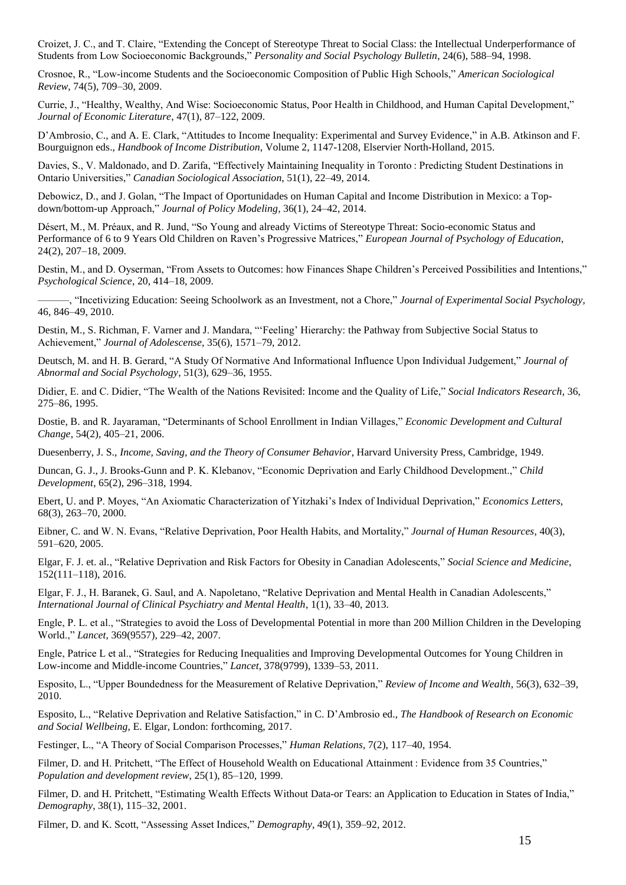Croizet, J. C., and T. Claire, "Extending the Concept of Stereotype Threat to Social Class: the Intellectual Underperformance of Students from Low Socioeconomic Backgrounds," *Personality and Social Psychology Bulletin*, 24(6), 588–94, 1998.

Crosnoe, R., "Low-income Students and the Socioeconomic Composition of Public High Schools," *American Sociological Review*, 74(5), 709–30, 2009.

Currie, J., "Healthy, Wealthy, And Wise: Socioeconomic Status, Poor Health in Childhood, and Human Capital Development," *Journal of Economic Literature*, 47(1), 87–122, 2009.

D'Ambrosio, C., and A. E. Clark, "Attitudes to Income Inequality: Experimental and Survey Evidence," in A.B. Atkinson and F. Bourguignon eds., *Handbook of Income Distribution*, Volume 2, 1147-1208, Elservier North-Holland, 2015.

Davies, S., V. Maldonado, and D. Zarifa, "Effectively Maintaining Inequality in Toronto : Predicting Student Destinations in Ontario Universities," *Canadian Sociological Association*, 51(1), 22–49, 2014.

Debowicz, D., and J. Golan, "The Impact of Oportunidades on Human Capital and Income Distribution in Mexico: a Top-down/bottom-up Approach," *Journal of Policy Modeling*, 36(1), 24–42, 2014.

Désert, M., M. Préaux, and R. Jund, "So Young and already Victims of Stereotype Threat: Socio-economic Status and Performance of 6 to 9 Years Old Children on Raven's Progressive Matrices," *European Journal of Psychology of Education*, 24(2), 207–18, 2009.

Destin, M., and D. Oyserman, "From Assets to Outcomes: how Finances Shape Children's Perceived Possibilities and Intentions," *Psychological Science*, 20, 414–18, 2009.

———, "Incetivizing Education: Seeing Schoolwork as an Investment, not a Chore," *Journal of Experimental Social Psychology*, 46, 846–49, 2010.

Destin, M., S. Richman, F. Varner and J. Mandara, "'Feeling' Hierarchy: the Pathway from Subjective Social Status to Achievement," *Journal of Adolescense*, 35(6), 1571–79, 2012.

Deutsch, M. and H. B. Gerard, "A Study Of Normative And Informational Influence Upon Individual Judgement," *Journal of Abnormal and Social Psychology*, 51(3), 629–36, 1955.

Didier, E. and C. Didier, "The Wealth of the Nations Revisited: Income and the Quality of Life," *Social Indicators Research*, 36, 275–86, 1995.

Dostie, B. and R. Jayaraman, "Determinants of School Enrollment in Indian Villages," *Economic Development and Cultural Change*, 54(2), 405–21, 2006.

Duesenberry, J. S., *Income, Saving, and the Theory of Consumer Behavior*, Harvard University Press, Cambridge, 1949.

Duncan, G. J., J. Brooks-Gunn and P. K. Klebanov, "Economic Deprivation and Early Childhood Development.," *Child Development*, 65(2), 296–318, 1994.

Ebert, U. and P. Moyes, "An Axiomatic Characterization of Yitzhaki's Index of Individual Deprivation," *Economics Letters*, 68(3), 263–70, 2000.

Eibner, C. and W. N. Evans, "Relative Deprivation, Poor Health Habits, and Mortality," *Journal of Human Resources*, 40(3), 591–620, 2005.

Elgar, F. J. et. al., "Relative Deprivation and Risk Factors for Obesity in Canadian Adolescents," *Social Science and Medicine*, 152(111–118), 2016.

Elgar, F. J., H. Baranek, G. Saul, and A. Napoletano, "Relative Deprivation and Mental Health in Canadian Adolescents," *International Journal of Clinical Psychiatry and Mental Health*, 1(1), 33–40, 2013.

Engle, P. L. et al., "Strategies to avoid the Loss of Developmental Potential in more than 200 Million Children in the Developing World.," *Lancet*, 369(9557), 229–42, 2007.

Engle, Patrice L et al., "Strategies for Reducing Inequalities and Improving Developmental Outcomes for Young Children in Low-income and Middle-income Countries," *Lancet*, 378(9799), 1339–53, 2011.

Esposito, L., "Upper Boundedness for the Measurement of Relative Deprivation," *Review of Income and Wealth*, 56(3), 632–39, 2010.

Esposito, L., "Relative Deprivation and Relative Satisfaction," in C. D'Ambrosio ed., *The Handbook of Research on Economic and Social Wellbeing*, E. Elgar, London: forthcoming, 2017.

Festinger, L., "A Theory of Social Comparison Processes," *Human Relations*, 7(2), 117–40, 1954.

Filmer, D. and H. Pritchett, "The Effect of Household Wealth on Educational Attainment : Evidence from 35 Countries," *Population and development review*, 25(1), 85–120, 1999.

Filmer, D. and H. Pritchett, "Estimating Wealth Effects Without Data-or Tears: an Application to Education in States of India," *Demography*, 38(1), 115–32, 2001.

Filmer, D. and K. Scott, "Assessing Asset Indices," *Demography*, 49(1), 359–92, 2012.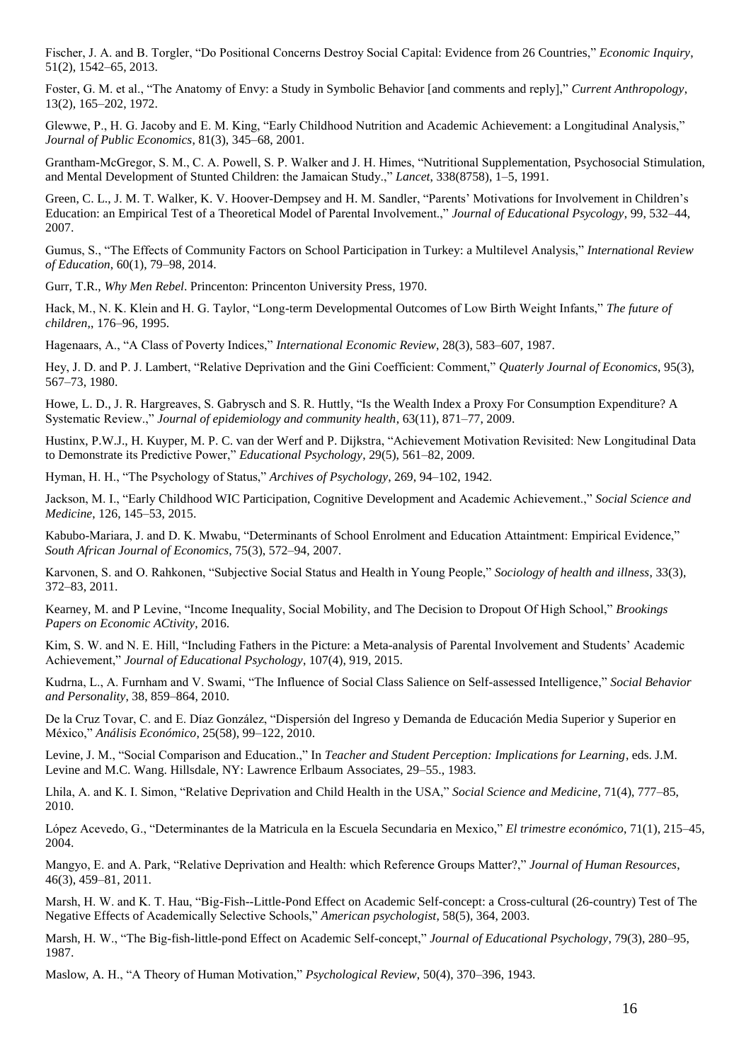Fischer, J. A. and B. Torgler, “Do Positional Concerns Destroy Social Capital: Evidence from 26 Countries,” *Economic Inquiry*, 51(2), 1542–65, 2013.

Foster, G. M. et al., “The Anatomy of Envy: a Study in Symbolic Behavior [and comments and reply],” *Current Anthropology*, 13(2), 165–202, 1972.

Glewwe, P., H. G. Jacoby and E. M. King, “Early Childhood Nutrition and Academic Achievement: a Longitudinal Analysis,” *Journal of Public Economics*, 81(3), 345–68, 2001.

Grantham-McGregor, S. M., C. A. Powell, S. P. Walker and J. H. Himes, “Nutritional Supplementation, Psychosocial Stimulation, and Mental Development of Stunted Children: the Jamaican Study.,” *Lancet*, 338(8758), 1–5, 1991.

Green, C. L., J. M. T. Walker, K. V. Hoover-Dempsey and H. M. Sandler, “Parents’ Motivations for Involvement in Children’s Education: an Empirical Test of a Theoretical Model of Parental Involvement.,” *Journal of Educational Psycology*, 99, 532–44, 2007.

Gumus, S., “The Effects of Community Factors on School Participation in Turkey: a Multilevel Analysis,” *International Review of Education*, 60(1), 79–98, 2014.

Gurr, T.R., *Why Men Rebel*. Princenton: Princenton University Press, 1970.

Hack, M., N. K. Klein and H. G. Taylor, “Long-term Developmental Outcomes of Low Birth Weight Infants,” *The future of children*,, 176–96, 1995.

Hagenaars, A., “A Class of Poverty Indices,” *International Economic Review*, 28(3), 583–607, 1987.

Hey, J. D. and P. J. Lambert, “Relative Deprivation and the Gini Coefficient: Comment,” *Quaterly Journal of Economics*, 95(3), 567–73, 1980.

Howe, L. D., J. R. Hargreaves, S. Gabrysch and S. R. Huttly, “Is the Wealth Index a Proxy For Consumption Expenditure? A Systematic Review.,” *Journal of epidemiology and community health*, 63(11), 871–77, 2009.

Hustinx, P.W.J., H. Kuyper, M. P. C. van der Werf and P. Dijkstra, “Achievement Motivation Revisited: New Longitudinal Data to Demonstrate its Predictive Power,” *Educational Psychology*, 29(5), 561–82, 2009.

Hyman, H. H., “The Psychology of Status,” *Archives of Psychology*, 269, 94–102, 1942.

Jackson, M. I., “Early Childhood WIC Participation, Cognitive Development and Academic Achievement.,” *Social Science and Medicine*, 126, 145–53, 2015.

Kabubo-Mariara, J. and D. K. Mwabu, “Determinants of School Enrolment and Education Attaintment: Empirical Evidence,” *South African Journal of Economics*, 75(3), 572–94, 2007.

Karvonen, S. and O. Rahkonen, “Subjective Social Status and Health in Young People,” *Sociology of health and illness*, 33(3), 372–83, 2011.

Kearney, M. and P Levine, “Income Inequality, Social Mobility, and The Decision to Dropout Of High School,” *Brookings Papers on Economic ACtivity*, 2016.

Kim, S. W. and N. E. Hill, “Including Fathers in the Picture: a Meta-analysis of Parental Involvement and Students’ Academic Achievement,” *Journal of Educational Psychology*, 107(4), 919, 2015.

Kudrna, L., A. Furnham and V. Swami, “The Influence of Social Class Salience on Self-assessed Intelligence,” *Social Behavior and Personality*, 38, 859–864, 2010.

De la Cruz Tovar, C. and E. Díaz González, “Dispersión del Ingreso y Demanda de Educación Media Superior y Superior en México,” *Análisis Económico*, 25(58), 99–122, 2010.

Levine, J. M., “Social Comparison and Education.,” In *Teacher and Student Perception: Implications for Learning*, eds. J.M. Levine and M.C. Wang. Hillsdale, NY: Lawrence Erlbaum Associates, 29–55., 1983.

Lhila, A. and K. I. Simon, “Relative Deprivation and Child Health in the USA,” *Social Science and Medicine*, 71(4), 777–85, 2010.

López Acevedo, G., “Determinantes de la Matricula en la Escuela Secundaria en Mexico,” *El trimestre económico*, 71(1), 215–45, 2004.

Mangyo, E. and A. Park, “Relative Deprivation and Health: which Reference Groups Matter?,” *Journal of Human Resources*, 46(3), 459–81, 2011.

Marsh, H. W. and K. T. Hau, “Big-Fish--Little-Pond Effect on Academic Self-concept: a Cross-cultural (26-country) Test of The Negative Effects of Academically Selective Schools,” *American psychologist*, 58(5), 364, 2003.

Marsh, H. W., “The Big-fish-little-pond Effect on Academic Self-concept,” *Journal of Educational Psychology*, 79(3), 280–95, 1987.

Maslow, A. H., “A Theory of Human Motivation,” *Psychological Review*, 50(4), 370–396, 1943.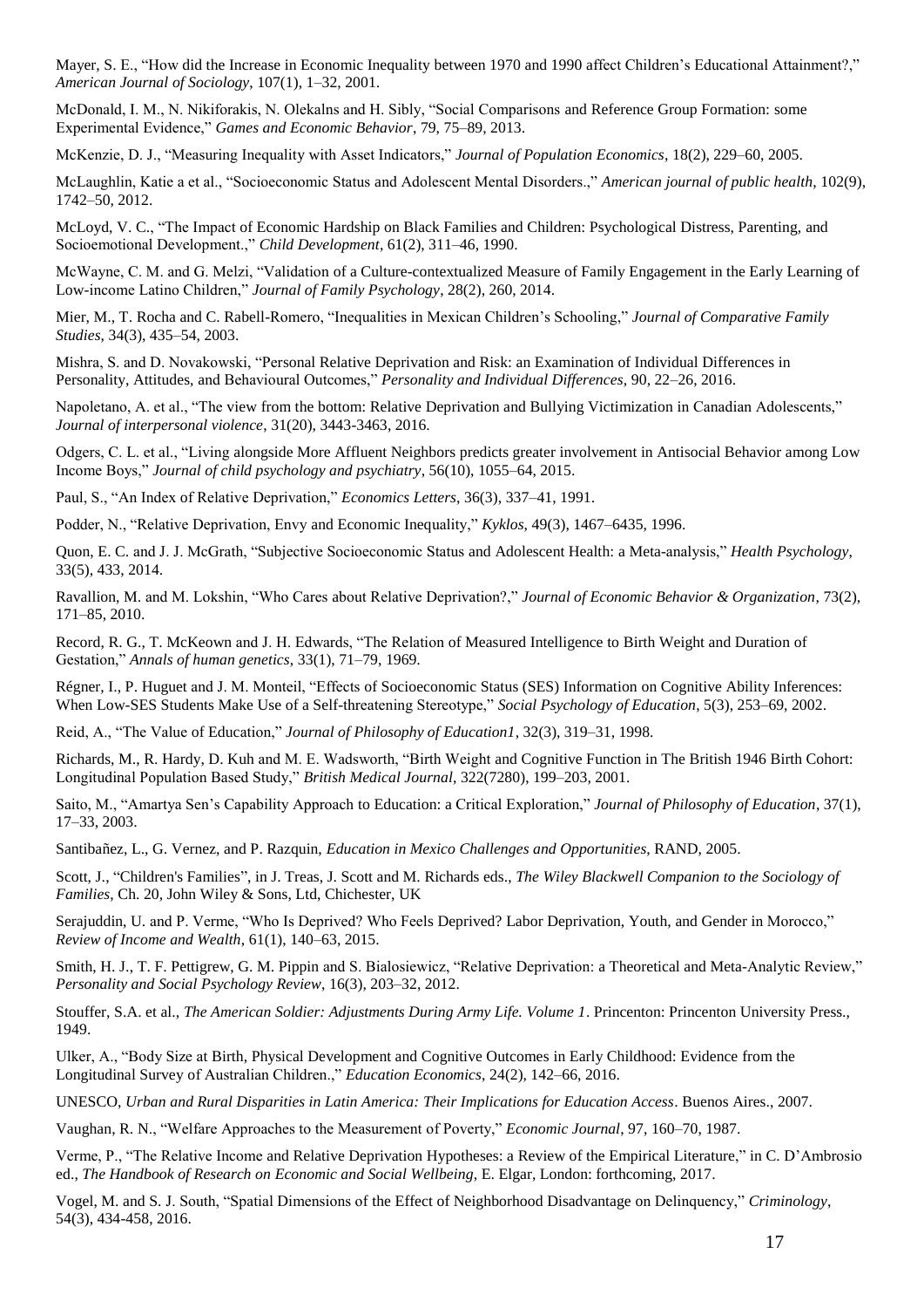Mayer, S. E., "How did the Increase in Economic Inequality between 1970 and 1990 affect Children's Educational Attainment?," *American Journal of Sociology*, 107(1), 1–32, 2001.

McDonald, I. M., N. Nikiforakis, N. Olekalns and H. Sibly, "Social Comparisons and Reference Group Formation: some Experimental Evidence," *Games and Economic Behavior*, 79, 75–89, 2013.

McKenzie, D. J., "Measuring Inequality with Asset Indicators," *Journal of Population Economics*, 18(2), 229–60, 2005.

McLaughlin, Katie a et al., "Socioeconomic Status and Adolescent Mental Disorders.," *American journal of public health*, 102(9), 1742–50, 2012.

McLoyd, V. C., "The Impact of Economic Hardship on Black Families and Children: Psychological Distress, Parenting, and Socioemotional Development.," *Child Development*, 61(2), 311–46, 1990.

McWayne, C. M. and G. Melzi, "Validation of a Culture-contextualized Measure of Family Engagement in the Early Learning of Low-income Latino Children," *Journal of Family Psychology*, 28(2), 260, 2014.

Mier, M., T. Rocha and C. Rabell-Romero, "Inequalities in Mexican Children's Schooling," *Journal of Comparative Family Studies*, 34(3), 435–54, 2003.

Mishra, S. and D. Novakowski, "Personal Relative Deprivation and Risk: an Examination of Individual Differences in Personality, Attitudes, and Behavioural Outcomes," *Personality and Individual Differences*, 90, 22–26, 2016.

Napoletano, A. et al., "The view from the bottom: Relative Deprivation and Bullying Victimization in Canadian Adolescents," *Journal of interpersonal violence*, 31(20), 3443-3463, 2016.

Odgers, C. L. et al., "Living alongside More Affluent Neighbors predicts greater involvement in Antisocial Behavior among Low Income Boys," *Journal of child psychology and psychiatry*, 56(10), 1055–64, 2015.

Paul, S., "An Index of Relative Deprivation," *Economics Letters*, 36(3), 337–41, 1991.

Podder, N., "Relative Deprivation, Envy and Economic Inequality," *Kyklos*, 49(3), 1467–6435, 1996.

Quon, E. C. and J. J. McGrath, "Subjective Socioeconomic Status and Adolescent Health: a Meta-analysis," *Health Psychology*, 33(5), 433, 2014.

Ravallion, M. and M. Lokshin, "Who Cares about Relative Deprivation?," *Journal of Economic Behavior & Organization*, 73(2), 171–85, 2010.

Record, R. G., T. McKeown and J. H. Edwards, "The Relation of Measured Intelligence to Birth Weight and Duration of Gestation," *Annals of human genetics*, 33(1), 71–79, 1969.

Régner, I., P. Huguet and J. M. Monteil, "Effects of Socioeconomic Status (SES) Information on Cognitive Ability Inferences: When Low-SES Students Make Use of a Self-threatening Stereotype," *Social Psychology of Education*, 5(3), 253–69, 2002.

Reid, A., "The Value of Education," *Journal of Philosophy of Education1*, 32(3), 319–31, 1998.

Richards, M., R. Hardy, D. Kuh and M. E. Wadsworth, "Birth Weight and Cognitive Function in The British 1946 Birth Cohort: Longitudinal Population Based Study," *British Medical Journal*, 322(7280), 199–203, 2001.

Saito, M., "Amartya Sen's Capability Approach to Education: a Critical Exploration," *Journal of Philosophy of Education*, 37(1), 17–33, 2003.

Santibañez, L., G. Vernez, and P. Razquin, *Education in Mexico Challenges and Opportunities*, RAND, 2005.

Scott, J., "Children's Families", in J. Treas, J. Scott and M. Richards eds., *The Wiley Blackwell Companion to the Sociology of Families*, Ch. 20, John Wiley & Sons, Ltd, Chichester, UK

Serajuddin, U. and P. Verme, "Who Is Deprived? Who Feels Deprived? Labor Deprivation, Youth, and Gender in Morocco," *Review of Income and Wealth*, 61(1), 140–63, 2015.

Smith, H. J., T. F. Pettigrew, G. M. Pippin and S. Bialosiewicz, "Relative Deprivation: a Theoretical and Meta-Analytic Review," *Personality and Social Psychology Review*, 16(3), 203–32, 2012.

Stouffer, S.A. et al., *The American Soldier: Adjustments During Army Life. Volume 1*. Princenton: Princenton University Press., 1949.

Ulker, A., "Body Size at Birth, Physical Development and Cognitive Outcomes in Early Childhood: Evidence from the Longitudinal Survey of Australian Children.," *Education Economics*, 24(2), 142–66, 2016.

UNESCO, *Urban and Rural Disparities in Latin America: Their Implications for Education Access*. Buenos Aires., 2007.

Vaughan, R. N., "Welfare Approaches to the Measurement of Poverty," *Economic Journal*, 97, 160–70, 1987.

Verme, P., "The Relative Income and Relative Deprivation Hypotheses: a Review of the Empirical Literature," in C. D'Ambrosio ed., *The Handbook of Research on Economic and Social Wellbeing*, E. Elgar, London: forthcoming, 2017.

Vogel, M. and S. J. South, "Spatial Dimensions of the Effect of Neighborhood Disadvantage on Delinquency," *Criminology*, 54(3), 434-458, 2016.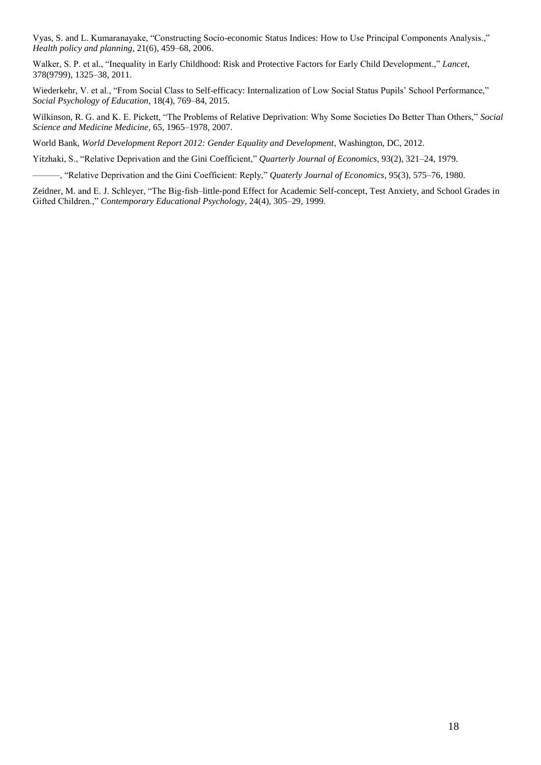Vyas, S. and L. Kumaranayake, "Constructing Socio-economic Status Indices: How to Use Principal Components Analysis.," *Health policy and planning*, 21(6), 459–68, 2006.

Walker, S. P. et al., "Inequality in Early Childhood: Risk and Protective Factors for Early Child Development.," *Lancet*, 378(9799), 1325–38, 2011.

Wiederkehr, V. et al., "From Social Class to Self-efficacy: Internalization of Low Social Status Pupils' School Performance," *Social Psychology of Education*, 18(4), 769–84, 2015.

Wilkinson, R. G. and K. E. Pickett, "The Problems of Relative Deprivation: Why Some Societies Do Better Than Others," *Social Science and Medicine Medicine*, 65, 1965–1978, 2007.

World Bank, *World Development Report 2012: Gender Equality and Development*, Washington, DC, 2012.

Yitzhaki, S., "Relative Deprivation and the Gini Coefficient," *Quarterly Journal of Economics*, 93(2), 321–24, 1979.

———, "Relative Deprivation and the Gini Coefficient: Reply," *Quaterly Journal of Economics*, 95(3), 575–76, 1980.

Zeidner, M. and E. J. Schleyer, "The Big-fish–little-pond Effect for Academic Self-concept, Test Anxiety, and School Grades in Gifted Children.," *Contemporary Educational Psychology*, 24(4), 305–29, 1999.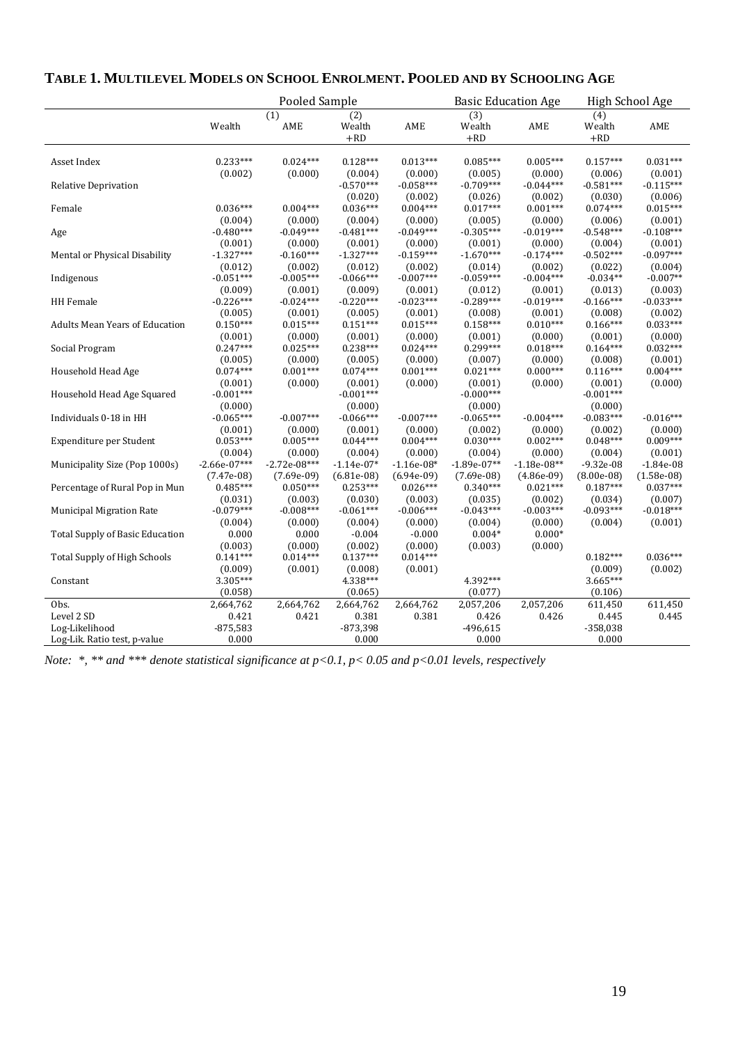### TABLE 1. MULTILEVEL MODELS ON SCHOOL ENROLMENT. POOLED AND BY SCHOOLING AGE

| | Pooled Sample | | | | Basic Education Age | | High School Age | |
|---|---|---|---|---|---|---|---|---|
| | (1) | | (2) | | (3) | | (4) | |
| | Wealth | AME | Wealth +RD | AME | Wealth +RD | AME | Wealth +RD | AME |
| Asset Index | 0.233*** | 0.024*** | 0.128*** | 0.013*** | 0.085*** | 0.005*** | 0.157*** | 0.031*** |
| | (0.002) | (0.000) | (0.004) | (0.000) | (0.005) | (0.000) | (0.006) | (0.001) |
| Relative Deprivation | | | -0.570*** | -0.058*** | -0.709*** | -0.044*** | -0.581*** | -0.115*** |
| | | | (0.020) | (0.002) | (0.026) | (0.002) | (0.030) | (0.006) |
| Female | 0.036*** | 0.004*** | 0.036*** | 0.004*** | 0.017*** | 0.001*** | 0.074*** | 0.015*** |
| | (0.004) | (0.000) | (0.004) | (0.000) | (0.005) | (0.000) | (0.006) | (0.001) |
| Age | -0.480*** | -0.049*** | -0.481*** | -0.049*** | -0.305*** | -0.019*** | -0.548*** | -0.108*** |
| | (0.001) | (0.000) | (0.001) | (0.000) | (0.001) | (0.000) | (0.004) | (0.001) |
| Mental or Physical Disability | -1.327*** | -0.160*** | -1.327*** | -0.159*** | -1.670*** | -0.174*** | -0.502*** | -0.097*** |
| | (0.012) | (0.002) | (0.012) | (0.002) | (0.014) | (0.002) | (0.022) | (0.004) |
| Indigenous | -0.051*** | -0.005*** | -0.066*** | -0.007*** | -0.059*** | -0.004*** | -0.034** | -0.007** |
| | (0.009) | (0.001) | (0.009) | (0.001) | (0.012) | (0.001) | (0.013) | (0.003) |
| HH Female | -0.226*** | -0.024*** | -0.220*** | -0.023*** | -0.289*** | -0.019*** | -0.166*** | -0.033*** |
| | (0.005) | (0.001) | (0.005) | (0.001) | (0.008) | (0.001) | (0.008) | (0.002) |
| Adults Mean Years of Education | 0.150*** | 0.015*** | 0.151*** | 0.015*** | 0.158*** | 0.010*** | 0.166*** | 0.033*** |
| | (0.001) | (0.000) | (0.001) | (0.000) | (0.001) | (0.000) | (0.001) | (0.000) |
| Social Program | 0.247*** | 0.025*** | 0.238*** | 0.024*** | 0.299*** | 0.018*** | 0.164*** | 0.032*** |
| | (0.005) | (0.000) | (0.005) | (0.000) | (0.007) | (0.000) | (0.008) | (0.001) |
| Household Head Age | 0.074*** | 0.001*** | 0.074*** | 0.001*** | 0.021*** | 0.000*** | 0.116*** | 0.004*** |
| | (0.001) | (0.000) | (0.001) | (0.000) | (0.001) | (0.000) | (0.001) | (0.000) |
| Household Head Age Squared | -0.001*** | | -0.001*** | | -0.000*** | | -0.001*** | |
| | (0.000) | | (0.000) | | (0.000) | | (0.000) | |
| Individuals 0-18 in HH | -0.065*** | -0.007*** | -0.066*** | -0.007*** | -0.065*** | -0.004*** | -0.083*** | -0.016*** |
| | (0.001) | (0.000) | (0.001) | (0.000) | (0.002) | (0.000) | (0.002) | (0.000) |
| Expenditure per Student | 0.053*** | 0.005*** | 0.044*** | 0.004*** | 0.030*** | 0.002*** | 0.048*** | 0.009*** |
| | (0.004) | (0.000) | (0.004) | (0.000) | (0.004) | (0.000) | (0.004) | (0.001) |
| Municipality Size (Pop 1000s) | -2.66e-07*** | -2.72e-08*** | -1.14e-07* | -1.16e-08* | -1.89e-07** | -1.18e-08** | -9.32e-08 | -1.84e-08 |
| | (7.47e-08) | (7.69e-09) | (6.81e-08) | (6.94e-09) | (7.69e-08) | (4.86e-09) | (8.00e-08) | (1.58e-08) |
| Percentage of Rural Pop in Mun | 0.485*** | 0.050*** | 0.253*** | 0.026*** | 0.340*** | 0.021*** | 0.187*** | 0.037*** |
| | (0.031) | (0.003) | (0.030) | (0.003) | (0.035) | (0.002) | (0.034) | (0.007) |
| Municipal Migration Rate | -0.079*** | -0.008*** | -0.061*** | -0.006*** | -0.043*** | -0.003*** | -0.093*** | -0.018*** |
| | (0.004) | (0.000) | (0.004) | (0.000) | (0.004) | (0.000) | (0.004) | (0.001) |
| Total Supply of Basic Education | 0.000 | 0.000 | -0.004 | -0.000 | 0.004* | 0.000* | | |
| | (0.003) | (0.000) | (0.002) | (0.000) | (0.003) | (0.000) | | |
| Total Supply of High Schools | 0.141*** | 0.014*** | 0.137*** | 0.014*** | | | 0.182*** | 0.036*** |
| | (0.009) | (0.001) | (0.008) | (0.001) | | | (0.009) | (0.002) |
| Constant | 3.305*** | | 4.338*** | | 4.392*** | | 3.665*** | |
| | (0.058) | | (0.065) | | (0.077) | | (0.106) | |
| Obs. | 2,664,762 | 2,664,762 | 2,664,762 | 2,664,762 | 2,057,206 | 2,057,206 | 611,450 | 611,450 |
| Level 2 SD | 0.421 | 0.421 | 0.381 | 0.381 | 0.426 | 0.426 | 0.445 | 0.445 |
| Log-Likelihood | -875,583 | | -873,398 | | -496,615 | | -358,038 | |
| Log-Lik. Ratio test, p-value | 0.000 | | 0.000 | | 0.000 | | 0.000 | |

*Note: \*, \*\* and \*\*\* denote statistical significance at $p<0.1$, $p<0.05$ and $p<0.01$ levels, respectively*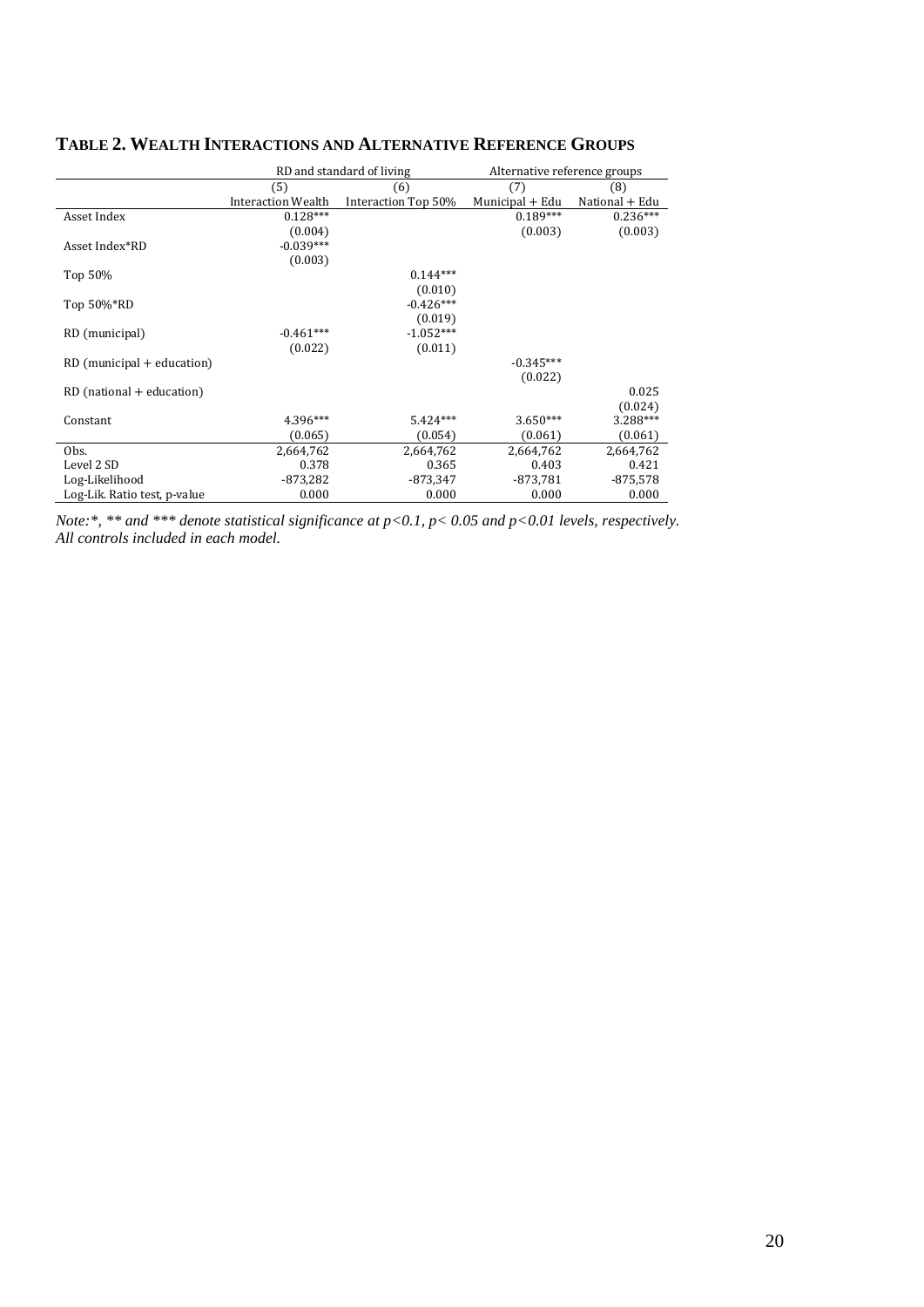### TABLE 2. WEALTH INTERACTIONS AND ALTERNATIVE REFERENCE GROUPS

| | RD and standard of living | | Alternative reference groups | |
|---|---|---|---|---|
| | (5) | (6) | (7) | (8) |
| | Interaction Wealth | Interaction Top 50% | Municipal + Edu | National + Edu |
| Asset Index | 0.128*** | | 0.189*** | 0.236*** |
| | (0.004) | | (0.003) | (0.003) |
| Asset Index*RD | -0.039*** | | | |
| | (0.003) | | | |
| Top 50% | | 0.144*** | | |
| | | (0.010) | | |
| Top 50%*RD | | -0.426*** | | |
| | | (0.019) | | |
| RD (municipal) | -0.461*** | -1.052*** | | |
| | (0.022) | (0.011) | | |
| RD (municipal + education) | | | -0.345*** | |
| | | | (0.022) | |
| RD (national + education) | | | | 0.025 |
| | | | | (0.024) |
| Constant | 4.396*** | 5.424*** | 3.650*** | 3.288*** |
| | (0.065) | (0.054) | (0.061) | (0.061) |
| Obs. | 2,664,762 | 2,664,762 | 2,664,762 | 2,664,762 |
| Level 2 SD | 0.378 | 0.365 | 0.403 | 0.421 |
| Log-Likelihood | -873,282 | -873,347 | -873,781 | -875,578 |
| Log-Lik. Ratio test, p-value | 0.000 | 0.000 | 0.000 | 0.000 |

*Note:*, ** and *** denote statistical significance at $p<0.1$, $p< 0.05$ and $p<0.01$ levels, respectively. All controls included in each model.*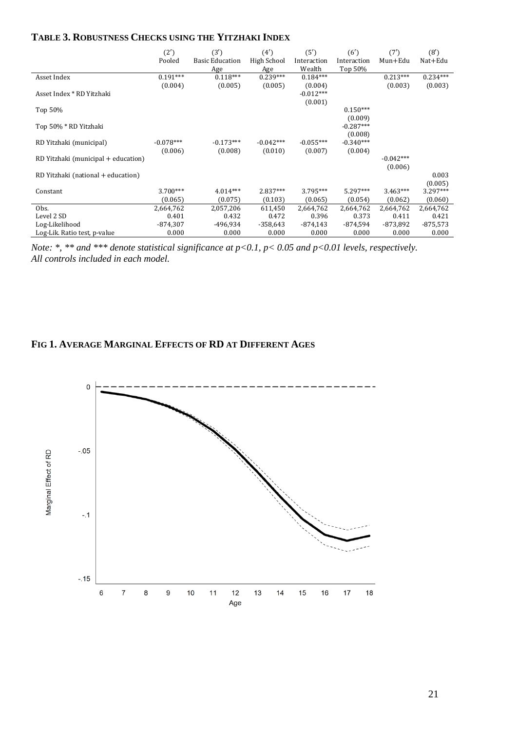**TABLE 3. ROBUSTNESS CHECKS USING THE YITZHAKI INDEX**

| | (2′) Pooled | (3′) Basic Education Age | (4′) High School Age | (5′) Interaction Wealth | (6′) Interaction Top 50% | (7′) Mun+Edu | (8′) Nat+Edu |
|---|---|---|---|---|---|---|---|
| Asset Index | 0.191*** | 0.118*** | 0.239*** | 0.184*** | | 0.213*** | 0.234*** |
| | (0.004) | (0.005) | (0.005) | (0.004) | | (0.003) | (0.003) |
| Asset Index * RD Yitzhaki | | | | -0.012*** | | | |
| | | | | (0.001) | | | |
| Top 50% | | | | | 0.150*** | | |
| | | | | | (0.009) | | |
| Top 50% * RD Yitzhaki | | | | | -0.287*** | | |
| | | | | | (0.008) | | |
| RD Yitzhaki (municipal) | -0.078*** | -0.173*** | -0.042*** | -0.055*** | -0.340*** | | |
| | (0.006) | (0.008) | (0.010) | (0.007) | (0.004) | | |
| RD Yitzhaki (municipal + education) | | | | | | -0.042*** | |
| | | | | | | (0.006) | |
| RD Yitzhaki (national + education) | | | | | | | 0.003 |
| | | | | | | | (0.005) |
| Constant | 3.700*** | 4.014*** | 2.837*** | 3.795*** | 5.297*** | 3.463*** | 3.297*** |
| | (0.065) | (0.075) | (0.103) | (0.065) | (0.054) | (0.062) | (0.060) |
| Obs. | 2,664,762 | 2,057,206 | 611,450 | 2,664,762 | 2,664,762 | 2,664,762 | 2,664,762 |
| Level 2 SD | 0.401 | 0.432 | 0.472 | 0.396 | 0.373 | 0.411 | 0.421 |
| Log-Likelihood | -874,307 | -496,934 | -358,643 | -874,143 | -874,594 | -873,892 | -875,573 |
| Log-Lik. Ratio test, p-value | 0.000 | 0.000 | 0.000 | 0.000 | 0.000 | 0.000 | 0.000 |

*Note: *, ** and *** denote statistical significance at p<0.1, p< 0.05 and p<0.01 levels, respectively. All controls included in each model.*

**FIG 1. AVERAGE MARGINAL EFFECTS OF RD AT DIFFERENT AGES**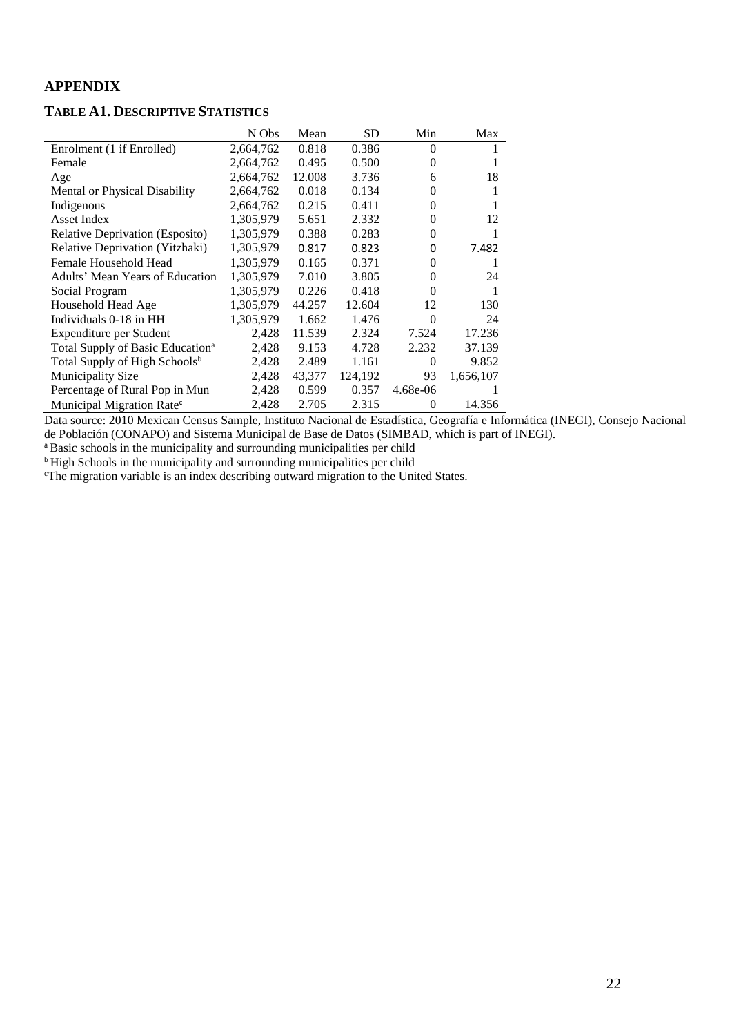## APPENDIX

### TABLE A1. DESCRIPTIVE STATISTICS

| | N Obs | Mean | SD | Min | Max |
|---|---|---|---|---|---|
| Enrolment (1 if Enrolled) | 2,664,762 | 0.818 | 0.386 | 0 | 1 |
| Female | 2,664,762 | 0.495 | 0.500 | 0 | 1 |
| Age | 2,664,762 | 12.008 | 3.736 | 6 | 18 |
| Mental or Physical Disability | 2,664,762 | 0.018 | 0.134 | 0 | 1 |
| Indigenous | 2,664,762 | 0.215 | 0.411 | 0 | 1 |
| Asset Index | 1,305,979 | 5.651 | 2.332 | 0 | 12 |
| Relative Deprivation (Esposito) | 1,305,979 | 0.388 | 0.283 | 0 | 1 |
| Relative Deprivation (Yitzhaki) | 1,305,979 | 0.817 | 0.823 | 0 | 7.482 |
| Female Household Head | 1,305,979 | 0.165 | 0.371 | 0 | 1 |
| Adults' Mean Years of Education | 1,305,979 | 7.010 | 3.805 | 0 | 24 |
| Social Program | 1,305,979 | 0.226 | 0.418 | 0 | 1 |
| Household Head Age | 1,305,979 | 44.257 | 12.604 | 12 | 130 |
| Individuals 0-18 in HH | 1,305,979 | 1.662 | 1.476 | 0 | 24 |
| Expenditure per Student | 2,428 | 11.539 | 2.324 | 7.524 | 17.236 |
| Total Supply of Basic Education[a] | 2,428 | 9.153 | 4.728 | 2.232 | 37.139 |
| Total Supply of High Schools[b] | 2,428 | 2.489 | 1.161 | 0 | 9.852 |
| Municipality Size | 2,428 | 43,377 | 124,192 | 93 | 1,656,107 |
| Percentage of Rural Pop in Mun | 2,428 | 0.599 | 0.357 | 4.68e-06 | 1 |
| Municipal Migration Rate[c] | 2,428 | 2.705 | 2.315 | 0 | 14.356 |

Data source: 2010 Mexican Census Sample, Instituto Nacional de Estadística, Geografía e Informática (INEGI), Consejo Nacional de Población (CONAPO) and Sistema Municipal de Base de Datos (SIMBAD, which is part of INEGI).

[a] Basic schools in the municipality and surrounding municipalities per child

[b] High Schools in the municipality and surrounding municipalities per child

[c] The migration variable is an index describing outward migration to the United States.